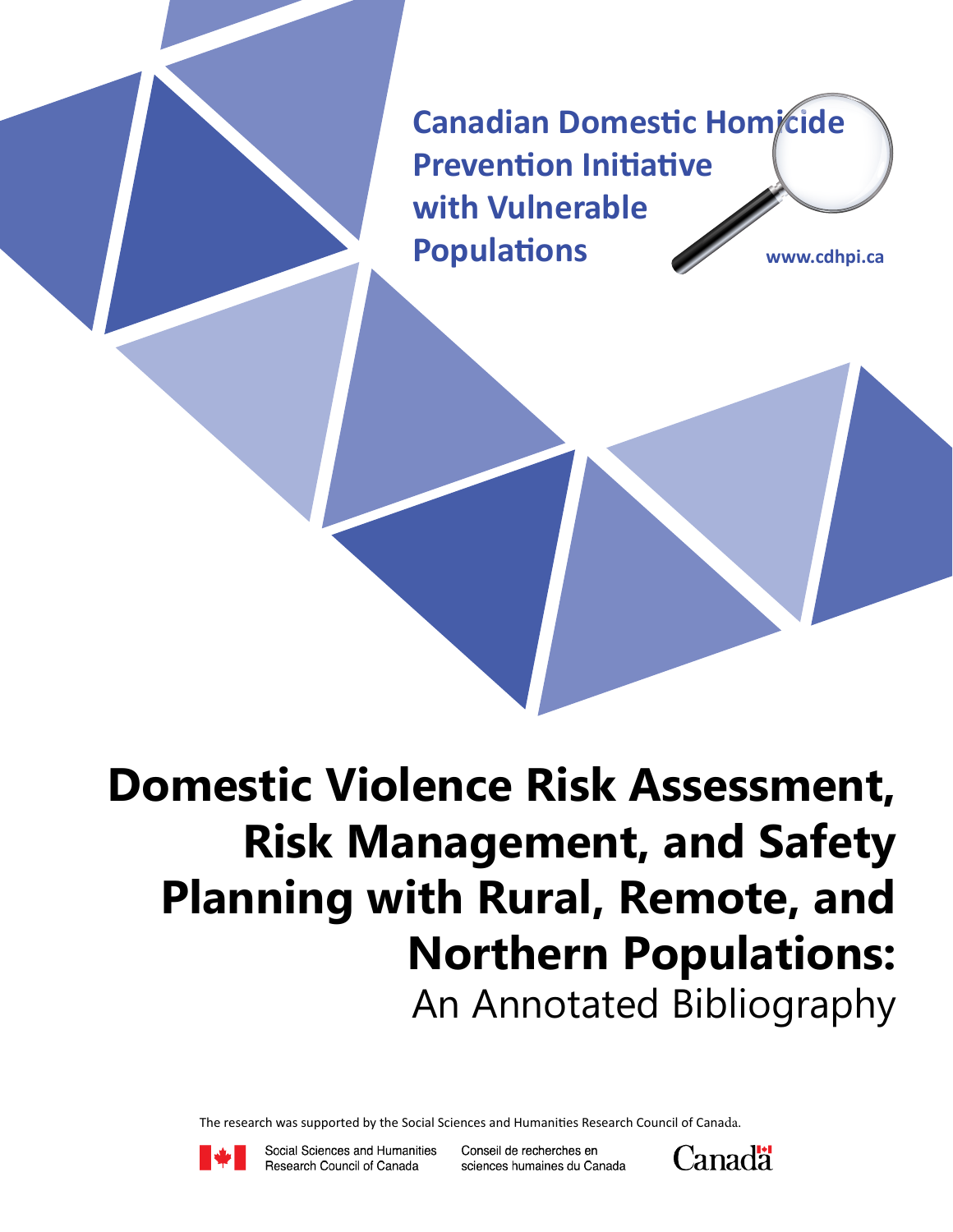**Canadian Domestic Homicide Prevention Initiative with Vulnerable Populations**

www.cdhpi.ca

# Domestic Violence Risk Assessment, Risk Management, and Safety Planning with Rural, Remote, and Northern Populations:

## An Annotated Bibliography

The research was supported by the Social Sciences and Humanities Research Council of Canada.

Social Sciences and Humanities Research Council of Canada

Conseil de recherches en sciences humaines du Canada

Canada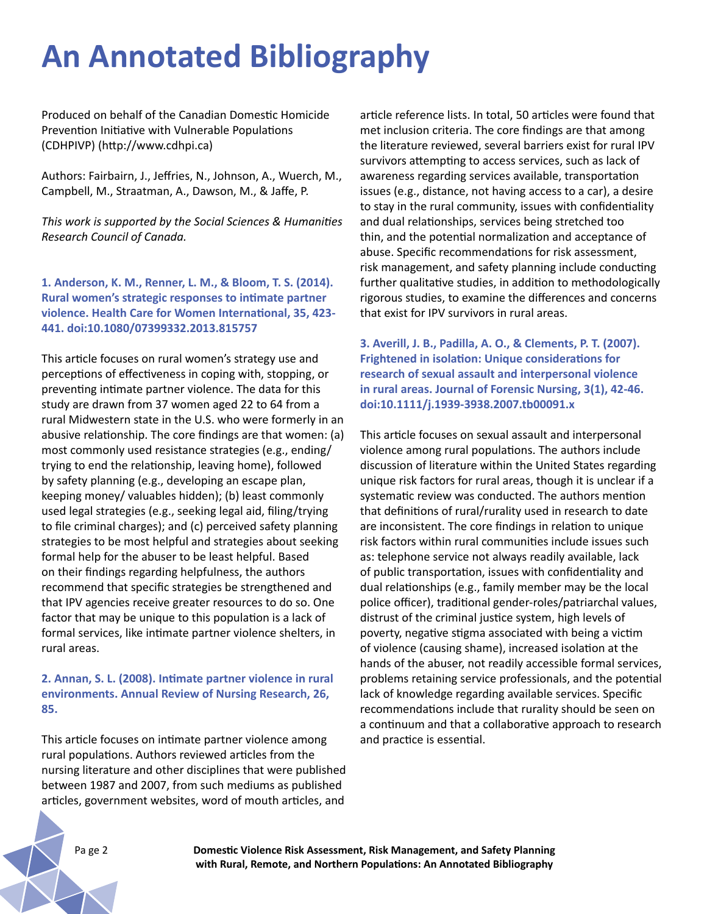# An Annotated Bibliography

Produced on behalf of the Canadian Domestic Homicide Prevention Initiative with Vulnerable Populations (CDHPIVP) (http://www.cdhpi.ca)

Authors: Fairbairn, J., Jeffries, N., Johnson, A., Wuerch, M., Campbell, M., Straatman, A., Dawson, M., & Jaffe, P.

*This work is supported by the Social Sciences & Humanities Research Council of Canada.*

**1. Anderson, K. M., Renner, L. M., & Bloom, T. S. (2014). Rural women's strategic responses to intimate partner violence. Health Care for Women International, 35, 423-441. doi:10.1080/07399332.2013.815757**

This article focuses on rural women's strategy use and perceptions of effectiveness in coping with, stopping, or preventing intimate partner violence. The data for this study are drawn from 37 women aged 22 to 64 from a rural Midwestern state in the U.S. who were formerly in an abusive relationship. The core findings are that women: (a) most commonly used resistance strategies (e.g., ending/ trying to end the relationship, leaving home), followed by safety planning (e.g., developing an escape plan, keeping money/ valuables hidden); (b) least commonly used legal strategies (e.g., seeking legal aid, filing/trying to file criminal charges); and (c) perceived safety planning strategies to be most helpful and strategies about seeking formal help for the abuser to be least helpful. Based on their findings regarding helpfulness, the authors recommend that specific strategies be strengthened and that IPV agencies receive greater resources to do so. One factor that may be unique to this population is a lack of formal services, like intimate partner violence shelters, in rural areas.

**2. Annan, S. L. (2008). Intimate partner violence in rural environments. Annual Review of Nursing Research, 26, 85.**

This article focuses on intimate partner violence among rural populations. Authors reviewed articles from the nursing literature and other disciplines that were published between 1987 and 2007, from such mediums as published articles, government websites, word of mouth articles, and article reference lists. In total, 50 articles were found that met inclusion criteria. The core findings are that among the literature reviewed, several barriers exist for rural IPV survivors attempting to access services, such as lack of awareness regarding services available, transportation issues (e.g., distance, not having access to a car), a desire to stay in the rural community, issues with confidentiality and dual relationships, services being stretched too thin, and the potential normalization and acceptance of abuse. Specific recommendations for risk assessment, risk management, and safety planning include conducting further qualitative studies, in addition to methodologically rigorous studies, to examine the differences and concerns that exist for IPV survivors in rural areas.

**3. Averill, J. B., Padilla, A. O., & Clements, P. T. (2007). Frightened in isolation: Unique considerations for research of sexual assault and interpersonal violence in rural areas. Journal of Forensic Nursing, 3(1), 42-46. doi:10.1111/j.1939-3938.2007.tb00091.x**

This article focuses on sexual assault and interpersonal violence among rural populations. The authors include discussion of literature within the United States regarding unique risk factors for rural areas, though it is unclear if a systematic review was conducted. The authors mention that definitions of rural/rurality used in research to date are inconsistent. The core findings in relation to unique risk factors within rural communities include issues such as: telephone service not always readily available, lack of public transportation, issues with confidentiality and dual relationships (e.g., family member may be the local police officer), traditional gender-roles/patriarchal values, distrust of the criminal justice system, high levels of poverty, negative stigma associated with being a victim of violence (causing shame), increased isolation at the hands of the abuser, not readily accessible formal services, problems retaining service professionals, and the potential lack of knowledge regarding available services. Specific recommendations include that rurality should be seen on a continuum and that a collaborative approach to research and practice is essential.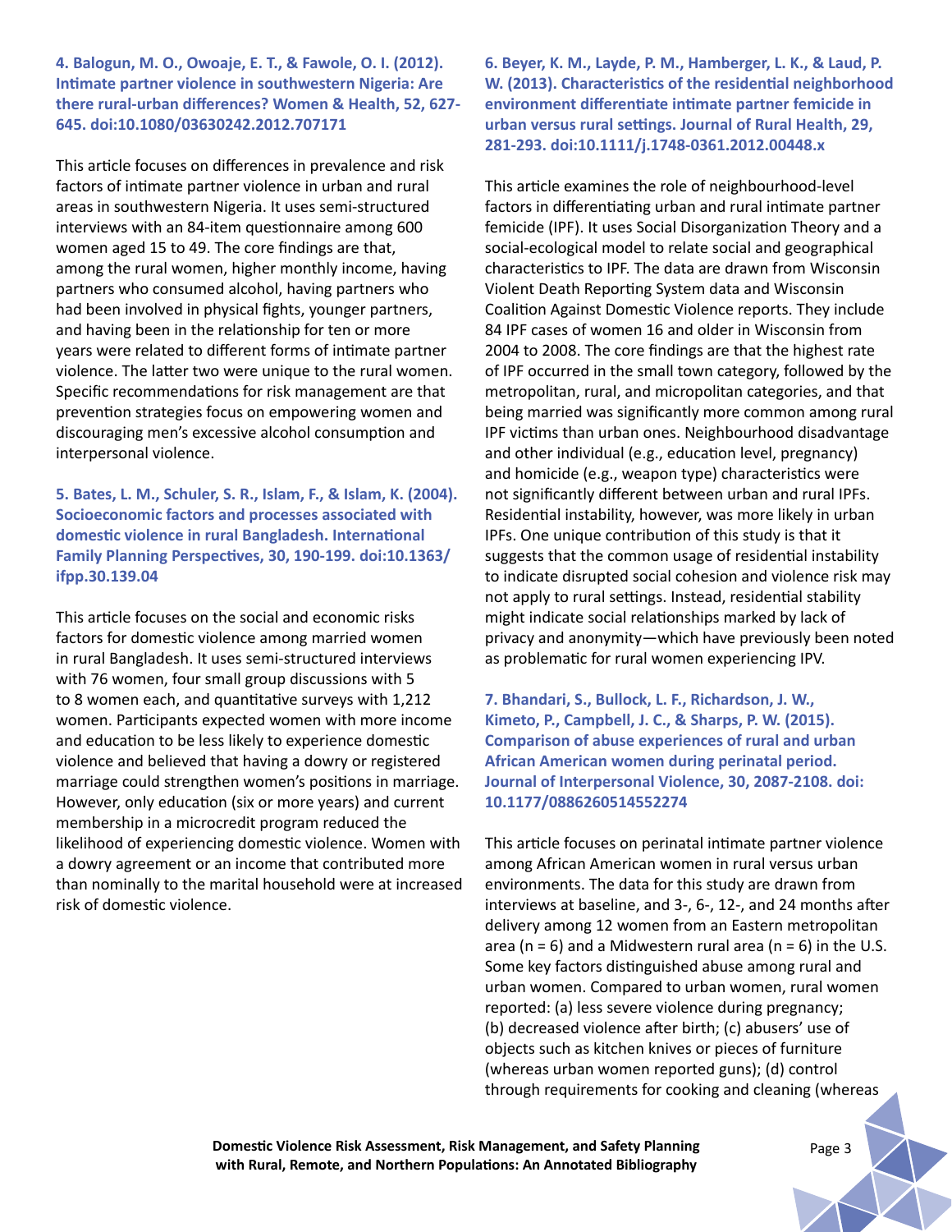**4. Balogun, M. O., Owoaje, E. T., & Fawole, O. I. (2012). Intimate partner violence in southwestern Nigeria: Are there rural-urban differences? Women & Health, 52, 627-645. doi:10.1080/03630242.2012.707171**

This article focuses on differences in prevalence and risk factors of intimate partner violence in urban and rural areas in southwestern Nigeria. It uses semi-structured interviews with an 84-item questionnaire among 600 women aged 15 to 49. The core findings are that, among the rural women, higher monthly income, having partners who consumed alcohol, having partners who had been involved in physical fights, younger partners, and having been in the relationship for ten or more years were related to different forms of intimate partner violence. The latter two were unique to the rural women. Specific recommendations for risk management are that prevention strategies focus on empowering women and discouraging men's excessive alcohol consumption and interpersonal violence.

**5. Bates, L. M., Schuler, S. R., Islam, F., & Islam, K. (2004). Socioeconomic factors and processes associated with domestic violence in rural Bangladesh. International Family Planning Perspectives, 30, 190-199. doi:10.1363/ifpp.30.139.04**

This article focuses on the social and economic risks factors for domestic violence among married women in rural Bangladesh. It uses semi-structured interviews with 76 women, four small group discussions with 5 to 8 women each, and quantitative surveys with 1,212 women. Participants expected women with more income and education to be less likely to experience domestic violence and believed that having a dowry or registered marriage could strengthen women's positions in marriage. However, only education (six or more years) and current membership in a microcredit program reduced the likelihood of experiencing domestic violence. Women with a dowry agreement or an income that contributed more than nominally to the marital household were at increased risk of domestic violence.

**6. Beyer, K. M., Layde, P. M., Hamberger, L. K., & Laud, P. W. (2013). Characteristics of the residential neighborhood environment differentiate intimate partner femicide in urban versus rural settings. Journal of Rural Health, 29, 281-293. doi:10.1111/j.1748-0361.2012.00448.x**

This article examines the role of neighbourhood-level factors in differentiating urban and rural intimate partner femicide (IPF). It uses Social Disorganization Theory and a social-ecological model to relate social and geographical characteristics to IPF. The data are drawn from Wisconsin Violent Death Reporting System data and Wisconsin Coalition Against Domestic Violence reports. They include 84 IPF cases of women 16 and older in Wisconsin from 2004 to 2008. The core findings are that the highest rate of IPF occurred in the small town category, followed by the metropolitan, rural, and micropolitan categories, and that being married was significantly more common among rural IPF victims than urban ones. Neighbourhood disadvantage and other individual (e.g., education level, pregnancy) and homicide (e.g., weapon type) characteristics were not significantly different between urban and rural IPFs. Residential instability, however, was more likely in urban IPFs. One unique contribution of this study is that it suggests that the common usage of residential instability to indicate disrupted social cohesion and violence risk may not apply to rural settings. Instead, residential stability might indicate social relationships marked by lack of privacy and anonymity—which have previously been noted as problematic for rural women experiencing IPV.

**7. Bhandari, S., Bullock, L. F., Richardson, J. W., Kimeto, P., Campbell, J. C., & Sharps, P. W. (2015). Comparison of abuse experiences of rural and urban African American women during perinatal period. Journal of Interpersonal Violence, 30, 2087-2108. doi: 10.1177/0886260514552274**

This article focuses on perinatal intimate partner violence among African American women in rural versus urban environments. The data for this study are drawn from interviews at baseline, and 3-, 6-, 12-, and 24 months after delivery among 12 women from an Eastern metropolitan area (n = 6) and a Midwestern rural area (n = 6) in the U.S. Some key factors distinguished abuse among rural and urban women. Compared to urban women, rural women reported: (a) less severe violence during pregnancy; (b) decreased violence after birth; (c) abusers' use of objects such as kitchen knives or pieces of furniture (whereas urban women reported guns); (d) control through requirements for cooking and cleaning (whereas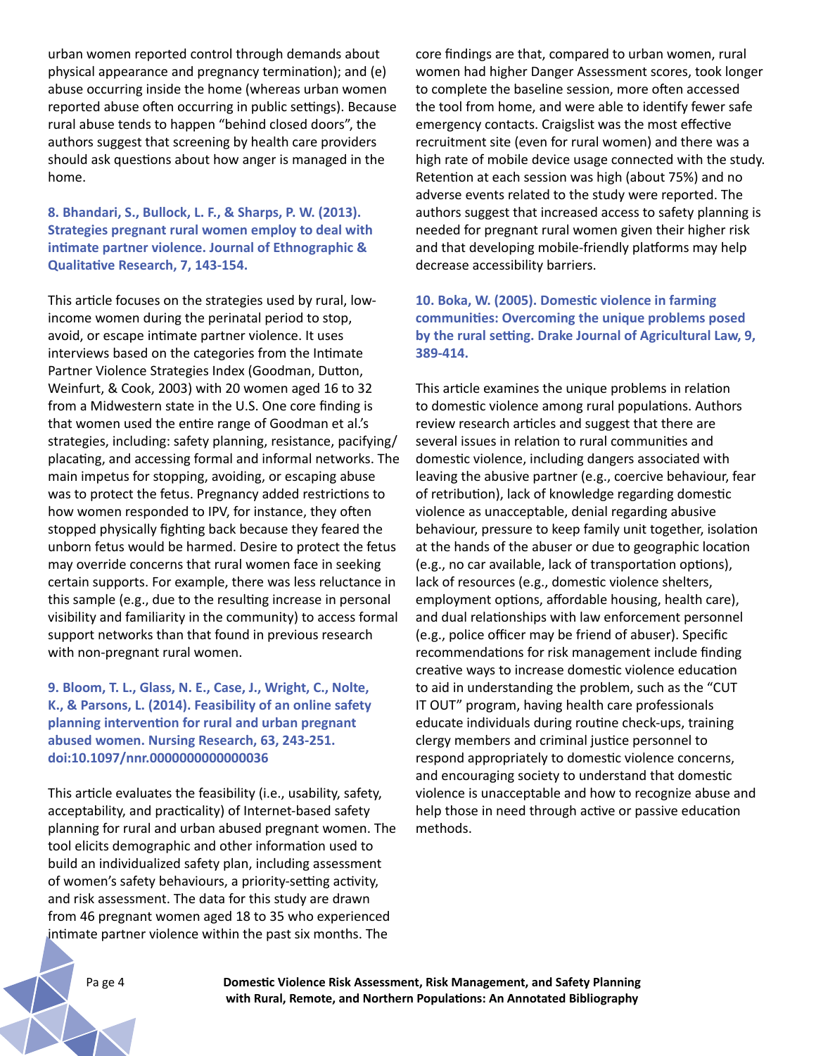urban women reported control through demands about physical appearance and pregnancy termination); and (e) abuse occurring inside the home (whereas urban women reported abuse often occurring in public settings). Because rural abuse tends to happen "behind closed doors", the authors suggest that screening by health care providers should ask questions about how anger is managed in the home.

### 8. Bhandari, S., Bullock, L. F., & Sharps, P. W. (2013). Strategies pregnant rural women employ to deal with intimate partner violence. Journal of Ethnographic & Qualitative Research, 7, 143-154.

This article focuses on the strategies used by rural, low-income women during the perinatal period to stop, avoid, or escape intimate partner violence. It uses interviews based on the categories from the Intimate Partner Violence Strategies Index (Goodman, Dutton, Weinfurt, & Cook, 2003) with 20 women aged 16 to 32 from a Midwestern state in the U.S. One core finding is that women used the entire range of Goodman et al.'s strategies, including: safety planning, resistance, pacifying/placating, and accessing formal and informal networks. The main impetus for stopping, avoiding, or escaping abuse was to protect the fetus. Pregnancy added restrictions to how women responded to IPV, for instance, they often stopped physically fighting back because they feared the unborn fetus would be harmed. Desire to protect the fetus may override concerns that rural women face in seeking certain supports. For example, there was less reluctance in this sample (e.g., due to the resulting increase in personal visibility and familiarity in the community) to access formal support networks than that found in previous research with non-pregnant rural women.

### 9. Bloom, T. L., Glass, N. E., Case, J., Wright, C., Nolte, K., & Parsons, L. (2014). Feasibility of an online safety planning intervention for rural and urban pregnant abused women. Nursing Research, 63, 243-251. doi:10.1097/nnr.0000000000000036

This article evaluates the feasibility (i.e., usability, safety, acceptability, and practicality) of Internet-based safety planning for rural and urban abused pregnant women. The tool elicits demographic and other information used to build an individualized safety plan, including assessment of women's safety behaviours, a priority-setting activity, and risk assessment. The data for this study are drawn from 46 pregnant women aged 18 to 35 who experienced intimate partner violence within the past six months. The core findings are that, compared to urban women, rural women had higher Danger Assessment scores, took longer to complete the baseline session, more often accessed the tool from home, and were able to identify fewer safe emergency contacts. Craigslist was the most effective recruitment site (even for rural women) and there was a high rate of mobile device usage connected with the study. Retention at each session was high (about 75%) and no adverse events related to the study were reported. The authors suggest that increased access to safety planning is needed for pregnant rural women given their higher risk and that developing mobile-friendly platforms may help decrease accessibility barriers.

### 10. Boka, W. (2005). Domestic violence in farming communities: Overcoming the unique problems posed by the rural setting. Drake Journal of Agricultural Law, 9, 389-414.

This article examines the unique problems in relation to domestic violence among rural populations. Authors review research articles and suggest that there are several issues in relation to rural communities and domestic violence, including dangers associated with leaving the abusive partner (e.g., coercive behaviour, fear of retribution), lack of knowledge regarding domestic violence as unacceptable, denial regarding abusive behaviour, pressure to keep family unit together, isolation at the hands of the abuser or due to geographic location (e.g., no car available, lack of transportation options), lack of resources (e.g., domestic violence shelters, employment options, affordable housing, health care), and dual relationships with law enforcement personnel (e.g., police officer may be friend of abuser). Specific recommendations for risk management include finding creative ways to increase domestic violence education to aid in understanding the problem, such as the "CUT IT OUT" program, having health care professionals educate individuals during routine check-ups, training clergy members and criminal justice personnel to respond appropriately to domestic violence concerns, and encouraging society to understand that domestic violence is unacceptable and how to recognize abuse and help those in need through active or passive education methods.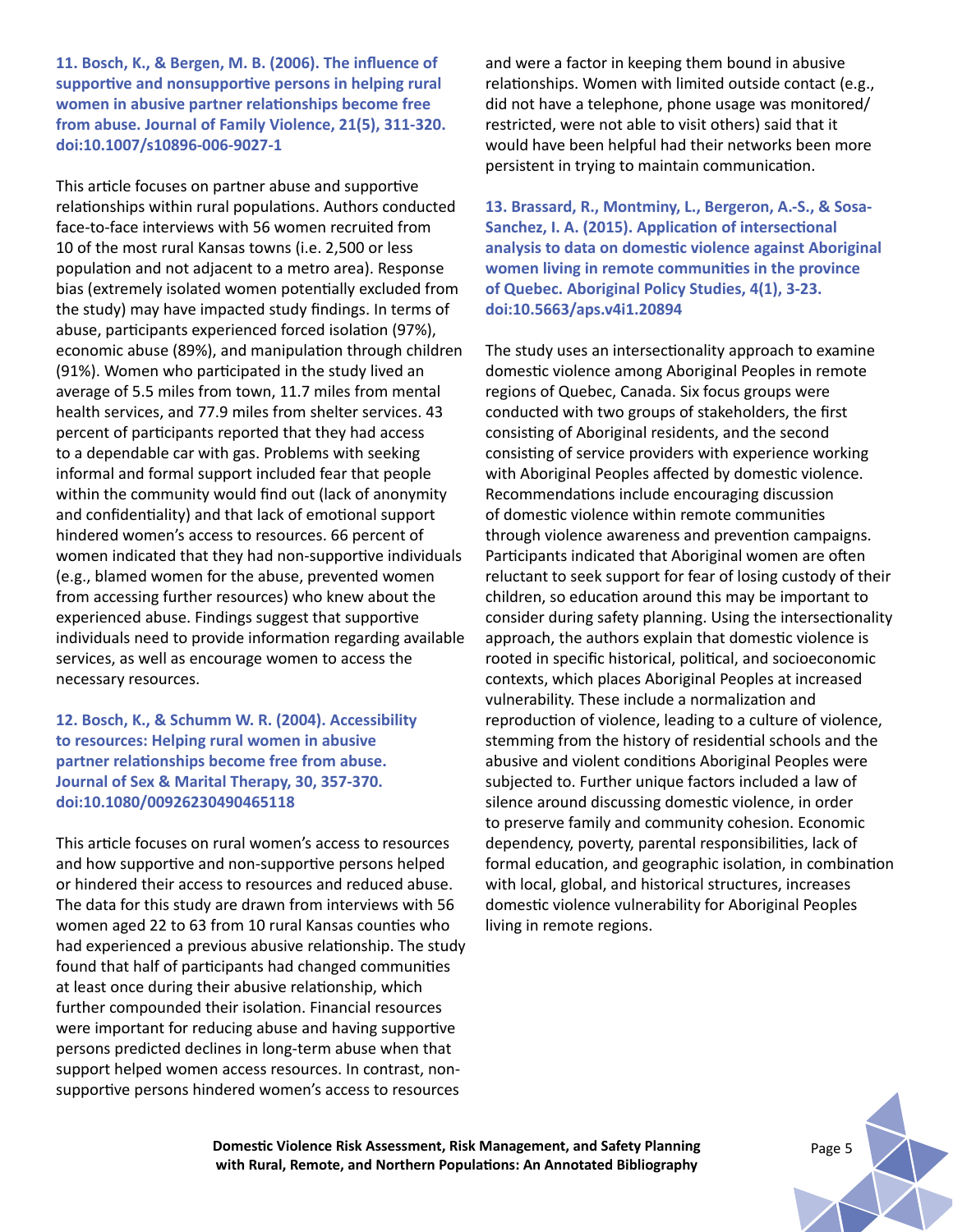**11. Bosch, K., & Bergen, M. B. (2006). The influence of supportive and nonsupportive persons in helping rural women in abusive partner relationships become free from abuse. Journal of Family Violence, 21(5), 311-320. doi:10.1007/s10896-006-9027-1**

This article focuses on partner abuse and supportive relationships within rural populations. Authors conducted face-to-face interviews with 56 women recruited from 10 of the most rural Kansas towns (i.e. 2,500 or less population and not adjacent to a metro area). Response bias (extremely isolated women potentially excluded from the study) may have impacted study findings. In terms of abuse, participants experienced forced isolation (97%), economic abuse (89%), and manipulation through children (91%). Women who participated in the study lived an average of 5.5 miles from town, 11.7 miles from mental health services, and 77.9 miles from shelter services. 43 percent of participants reported that they had access to a dependable car with gas. Problems with seeking informal and formal support included fear that people within the community would find out (lack of anonymity and confidentiality) and that lack of emotional support hindered women's access to resources. 66 percent of women indicated that they had non-supportive individuals (e.g., blamed women for the abuse, prevented women from accessing further resources) who knew about the experienced abuse. Findings suggest that supportive individuals need to provide information regarding available services, as well as encourage women to access the necessary resources.

**12. Bosch, K., & Schumm W. R. (2004). Accessibility to resources: Helping rural women in abusive partner relationships become free from abuse. Journal of Sex & Marital Therapy, 30, 357-370. doi:10.1080/00926230490465118**

This article focuses on rural women's access to resources and how supportive and non-supportive persons helped or hindered their access to resources and reduced abuse. The data for this study are drawn from interviews with 56 women aged 22 to 63 from 10 rural Kansas counties who had experienced a previous abusive relationship. The study found that half of participants had changed communities at least once during their abusive relationship, which further compounded their isolation. Financial resources were important for reducing abuse and having supportive persons predicted declines in long-term abuse when that support helped women access resources. In contrast, non-supportive persons hindered women's access to resources and were a factor in keeping them bound in abusive relationships. Women with limited outside contact (e.g., did not have a telephone, phone usage was monitored/restricted, were not able to visit others) said that it would have been helpful had their networks been more persistent in trying to maintain communication.

**13. Brassard, R., Montminy, L., Bergeron, A.-S., & Sosa-Sanchez, I. A. (2015). Application of intersectional analysis to data on domestic violence against Aboriginal women living in remote communities in the province of Quebec. Aboriginal Policy Studies, 4(1), 3-23. doi:10.5663/aps.v4i1.20894**

The study uses an intersectionality approach to examine domestic violence among Aboriginal Peoples in remote regions of Quebec, Canada. Six focus groups were conducted with two groups of stakeholders, the first consisting of Aboriginal residents, and the second consisting of service providers with experience working with Aboriginal Peoples affected by domestic violence. Recommendations include encouraging discussion of domestic violence within remote communities through violence awareness and prevention campaigns. Participants indicated that Aboriginal women are often reluctant to seek support for fear of losing custody of their children, so education around this may be important to consider during safety planning. Using the intersectionality approach, the authors explain that domestic violence is rooted in specific historical, political, and socioeconomic contexts, which places Aboriginal Peoples at increased vulnerability. These include a normalization and reproduction of violence, leading to a culture of violence, stemming from the history of residential schools and the abusive and violent conditions Aboriginal Peoples were subjected to. Further unique factors included a law of silence around discussing domestic violence, in order to preserve family and community cohesion. Economic dependency, poverty, parental responsibilities, lack of formal education, and geographic isolation, in combination with local, global, and historical structures, increases domestic violence vulnerability for Aboriginal Peoples living in remote regions.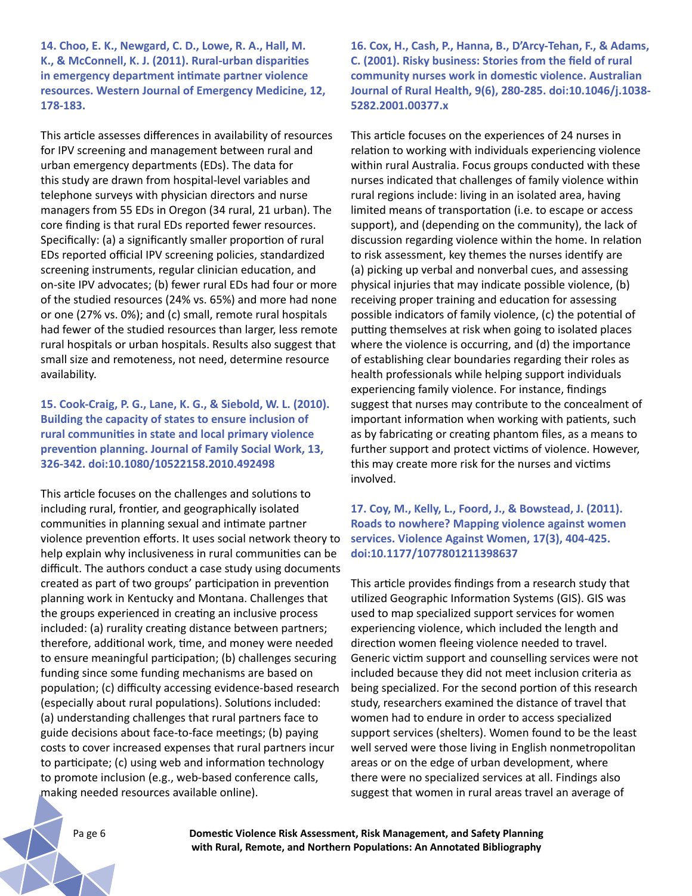**14. Choo, E. K., Newgard, C. D., Lowe, R. A., Hall, M. K., & McConnell, K. J. (2011). Rural-urban disparities in emergency department intimate partner violence resources. Western Journal of Emergency Medicine, 12, 178-183.**

This article assesses differences in availability of resources for IPV screening and management between rural and urban emergency departments (EDs). The data for this study are drawn from hospital-level variables and telephone surveys with physician directors and nurse managers from 55 EDs in Oregon (34 rural, 21 urban). The core finding is that rural EDs reported fewer resources. Specifically: (a) a significantly smaller proportion of rural EDs reported official IPV screening policies, standardized screening instruments, regular clinician education, and on-site IPV advocates; (b) fewer rural EDs had four or more of the studied resources (24% vs. 65%) and more had none or one (27% vs. 0%); and (c) small, remote rural hospitals had fewer of the studied resources than larger, less remote rural hospitals or urban hospitals. Results also suggest that small size and remoteness, not need, determine resource availability.

**15. Cook-Craig, P. G., Lane, K. G., & Siebold, W. L. (2010). Building the capacity of states to ensure inclusion of rural communities in state and local primary violence prevention planning. Journal of Family Social Work, 13, 326-342. doi:10.1080/10522158.2010.492498**

This article focuses on the challenges and solutions to including rural, frontier, and geographically isolated communities in planning sexual and intimate partner violence prevention efforts. It uses social network theory to help explain why inclusiveness in rural communities can be difficult. The authors conduct a case study using documents created as part of two groups' participation in prevention planning work in Kentucky and Montana. Challenges that the groups experienced in creating an inclusive process included: (a) rurality creating distance between partners; therefore, additional work, time, and money were needed to ensure meaningful participation; (b) challenges securing funding since some funding mechanisms are based on population; (c) difficulty accessing evidence-based research (especially about rural populations). Solutions included: (a) understanding challenges that rural partners face to guide decisions about face-to-face meetings; (b) paying costs to cover increased expenses that rural partners incur to participate; (c) using web and information technology to promote inclusion (e.g., web-based conference calls, making needed resources available online).

**16. Cox, H., Cash, P., Hanna, B., D'Arcy-Tehan, F., & Adams, C. (2001). Risky business: Stories from the field of rural community nurses work in domestic violence. Australian Journal of Rural Health, 9(6), 280-285. doi:10.1046/j.1038-5282.2001.00377.x**

This article focuses on the experiences of 24 nurses in relation to working with individuals experiencing violence within rural Australia. Focus groups conducted with these nurses indicated that challenges of family violence within rural regions include: living in an isolated area, having limited means of transportation (i.e. to escape or access support), and (depending on the community), the lack of discussion regarding violence within the home. In relation to risk assessment, key themes the nurses identify are (a) picking up verbal and nonverbal cues, and assessing physical injuries that may indicate possible violence, (b) receiving proper training and education for assessing possible indicators of family violence, (c) the potential of putting themselves at risk when going to isolated places where the violence is occurring, and (d) the importance of establishing clear boundaries regarding their roles as health professionals while helping support individuals experiencing family violence. For instance, findings suggest that nurses may contribute to the concealment of important information when working with patients, such as by fabricating or creating phantom files, as a means to further support and protect victims of violence. However, this may create more risk for the nurses and victims involved.

**17. Coy, M., Kelly, L., Foord, J., & Bowstead, J. (2011). Roads to nowhere? Mapping violence against women services. Violence Against Women, 17(3), 404-425. doi:10.1177/1077801211398637**

This article provides findings from a research study that utilized Geographic Information Systems (GIS). GIS was used to map specialized support services for women experiencing violence, which included the length and direction women fleeing violence needed to travel. Generic victim support and counselling services were not included because they did not meet inclusion criteria as being specialized. For the second portion of this research study, researchers examined the distance of travel that women had to endure in order to access specialized support services (shelters). Women found to be the least well served were those living in English nonmetropolitan areas or on the edge of urban development, where there were no specialized services at all. Findings also suggest that women in rural areas travel an average of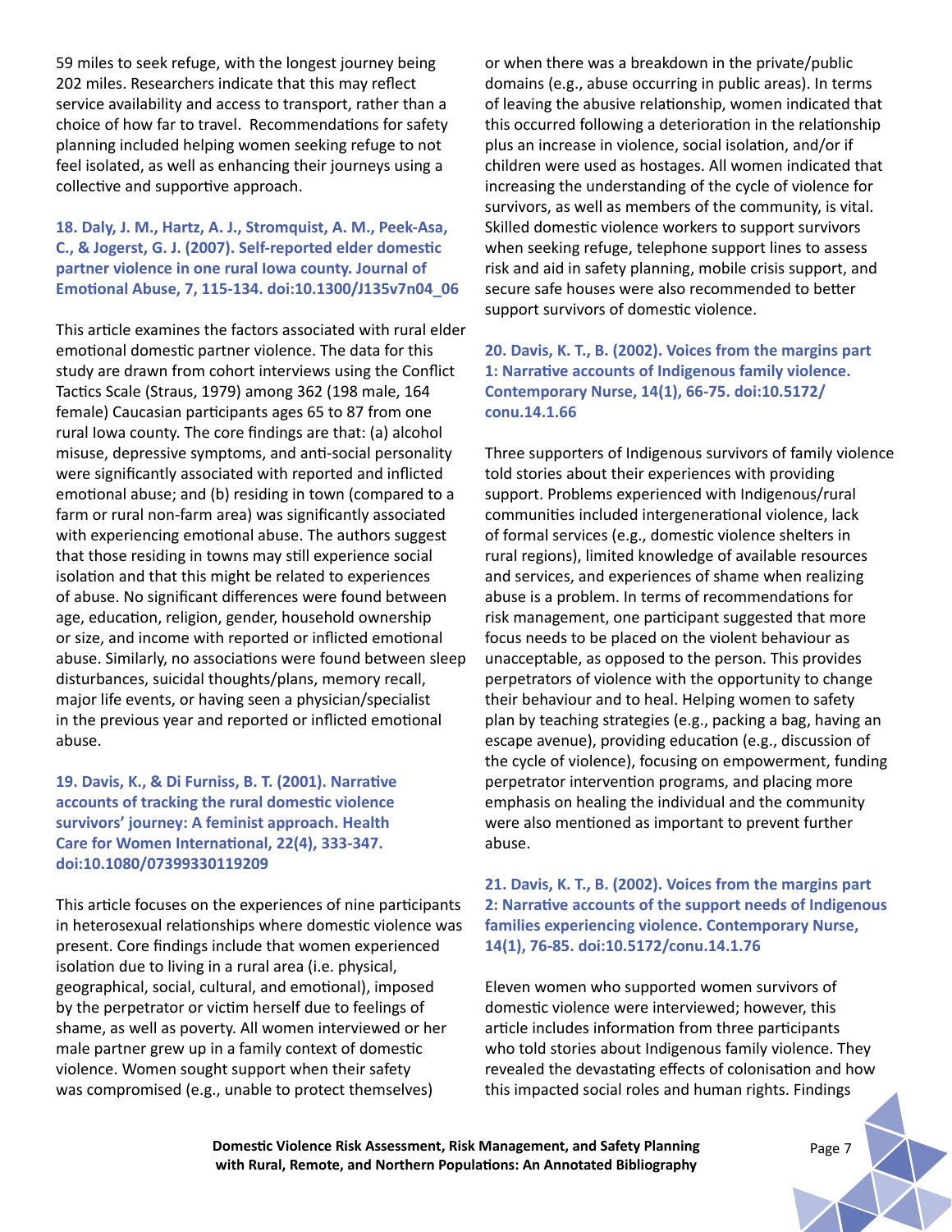59 miles to seek refuge, with the longest journey being 202 miles. Researchers indicate that this may reflect service availability and access to transport, rather than a choice of how far to travel. Recommendations for safety planning included helping women seeking refuge to not feel isolated, as well as enhancing their journeys using a collective and supportive approach.

### 18. Daly, J. M., Hartz, A. J., Stromquist, A. M., Peek-Asa, C., & Jogerst, G. J. (2007). Self-reported elder domestic partner violence in one rural Iowa county. Journal of Emotional Abuse, 7, 115-134. doi:10.1300/J135v7n04_06

This article examines the factors associated with rural elder emotional domestic partner violence. The data for this study are drawn from cohort interviews using the Conflict Tactics Scale (Straus, 1979) among 362 (198 male, 164 female) Caucasian participants ages 65 to 87 from one rural Iowa county. The core findings are that: (a) alcohol misuse, depressive symptoms, and anti-social personality were significantly associated with reported and inflicted emotional abuse; and (b) residing in town (compared to a farm or rural non-farm area) was significantly associated with experiencing emotional abuse. The authors suggest that those residing in towns may still experience social isolation and that this might be related to experiences of abuse. No significant differences were found between age, education, religion, gender, household ownership or size, and income with reported or inflicted emotional abuse. Similarly, no associations were found between sleep disturbances, suicidal thoughts/plans, memory recall, major life events, or having seen a physician/specialist in the previous year and reported or inflicted emotional abuse.

### 19. Davis, K., & Di Furniss, B. T. (2001). Narrative accounts of tracking the rural domestic violence survivors' journey: A feminist approach. Health Care for Women International, 22(4), 333-347. doi:10.1080/07399330119209

This article focuses on the experiences of nine participants in heterosexual relationships where domestic violence was present. Core findings include that women experienced isolation due to living in a rural area (i.e. physical, geographical, social, cultural, and emotional), imposed by the perpetrator or victim herself due to feelings of shame, as well as poverty. All women interviewed or her male partner grew up in a family context of domestic violence. Women sought support when their safety was compromised (e.g., unable to protect themselves) or when there was a breakdown in the private/public domains (e.g., abuse occurring in public areas). In terms of leaving the abusive relationship, women indicated that this occurred following a deterioration in the relationship plus an increase in violence, social isolation, and/or if children were used as hostages. All women indicated that increasing the understanding of the cycle of violence for survivors, as well as members of the community, is vital. Skilled domestic violence workers to support survivors when seeking refuge, telephone support lines to assess risk and aid in safety planning, mobile crisis support, and secure safe houses were also recommended to better support survivors of domestic violence.

### 20. Davis, K. T., B. (2002). Voices from the margins part 1: Narrative accounts of Indigenous family violence. Contemporary Nurse, 14(1), 66-75. doi:10.5172/conu.14.1.66

Three supporters of Indigenous survivors of family violence told stories about their experiences with providing support. Problems experienced with Indigenous/rural communities included intergenerational violence, lack of formal services (e.g., domestic violence shelters in rural regions), limited knowledge of available resources and services, and experiences of shame when realizing abuse is a problem. In terms of recommendations for risk management, one participant suggested that more focus needs to be placed on the violent behaviour as unacceptable, as opposed to the person. This provides perpetrators of violence with the opportunity to change their behaviour and to heal. Helping women to safety plan by teaching strategies (e.g., packing a bag, having an escape avenue), providing education (e.g., discussion of the cycle of violence), focusing on empowerment, funding perpetrator intervention programs, and placing more emphasis on healing the individual and the community were also mentioned as important to prevent further abuse.

### 21. Davis, K. T., B. (2002). Voices from the margins part 2: Narrative accounts of the support needs of Indigenous families experiencing violence. Contemporary Nurse, 14(1), 76-85. doi:10.5172/conu.14.1.76

Eleven women who supported women survivors of domestic violence were interviewed; however, this article includes information from three participants who told stories about Indigenous family violence. They revealed the devastating effects of colonisation and how this impacted social roles and human rights. Findings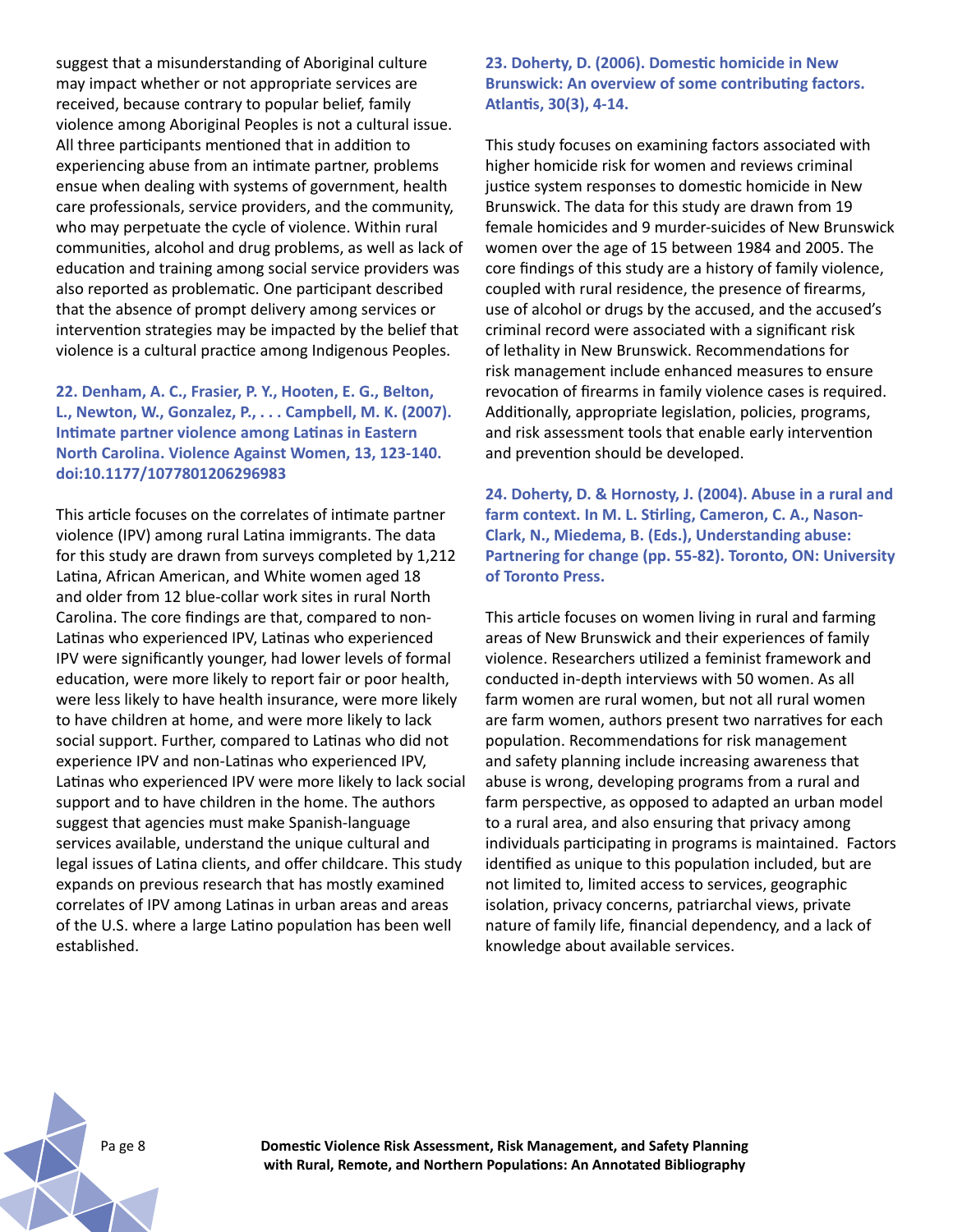suggest that a misunderstanding of Aboriginal culture may impact whether or not appropriate services are received, because contrary to popular belief, family violence among Aboriginal Peoples is not a cultural issue. All three participants mentioned that in addition to experiencing abuse from an intimate partner, problems ensue when dealing with systems of government, health care professionals, service providers, and the community, who may perpetuate the cycle of violence. Within rural communities, alcohol and drug problems, as well as lack of education and training among social service providers was also reported as problematic. One participant described that the absence of prompt delivery among services or intervention strategies may be impacted by the belief that violence is a cultural practice among Indigenous Peoples.

### 22. Denham, A. C., Frasier, P. Y., Hooten, E. G., Belton, L., Newton, W., Gonzalez, P., . . . Campbell, M. K. (2007). Intimate partner violence among Latinas in Eastern North Carolina. Violence Against Women, 13, 123-140. doi:10.1177/1077801206296983

This article focuses on the correlates of intimate partner violence (IPV) among rural Latina immigrants. The data for this study are drawn from surveys completed by 1,212 Latina, African American, and White women aged 18 and older from 12 blue-collar work sites in rural North Carolina. The core findings are that, compared to non-Latinas who experienced IPV, Latinas who experienced IPV were significantly younger, had lower levels of formal education, were more likely to report fair or poor health, were less likely to have health insurance, were more likely to have children at home, and were more likely to lack social support. Further, compared to Latinas who did not experience IPV and non-Latinas who experienced IPV, Latinas who experienced IPV were more likely to lack social support and to have children in the home. The authors suggest that agencies must make Spanish-language services available, understand the unique cultural and legal issues of Latina clients, and offer childcare. This study expands on previous research that has mostly examined correlates of IPV among Latinas in urban areas and areas of the U.S. where a large Latino population has been well established.

### 23. Doherty, D. (2006). Domestic homicide in New Brunswick: An overview of some contributing factors. Atlantis, 30(3), 4-14.

This study focuses on examining factors associated with higher homicide risk for women and reviews criminal justice system responses to domestic homicide in New Brunswick. The data for this study are drawn from 19 female homicides and 9 murder-suicides of New Brunswick women over the age of 15 between 1984 and 2005. The core findings of this study are a history of family violence, coupled with rural residence, the presence of firearms, use of alcohol or drugs by the accused, and the accused's criminal record were associated with a significant risk of lethality in New Brunswick. Recommendations for risk management include enhanced measures to ensure revocation of firearms in family violence cases is required. Additionally, appropriate legislation, policies, programs, and risk assessment tools that enable early intervention and prevention should be developed.

### 24. Doherty, D. & Hornosty, J. (2004). Abuse in a rural and farm context. In M. L. Stirling, Cameron, C. A., Nason-Clark, N., Miedema, B. (Eds.), Understanding abuse: Partnering for change (pp. 55-82). Toronto, ON: University of Toronto Press.

This article focuses on women living in rural and farming areas of New Brunswick and their experiences of family violence. Researchers utilized a feminist framework and conducted in-depth interviews with 50 women. As all farm women are rural women, but not all rural women are farm women, authors present two narratives for each population. Recommendations for risk management and safety planning include increasing awareness that abuse is wrong, developing programs from a rural and farm perspective, as opposed to adapted an urban model to a rural area, and also ensuring that privacy among individuals participating in programs is maintained. Factors identified as unique to this population included, but are not limited to, limited access to services, geographic isolation, privacy concerns, patriarchal views, private nature of family life, financial dependency, and a lack of knowledge about available services.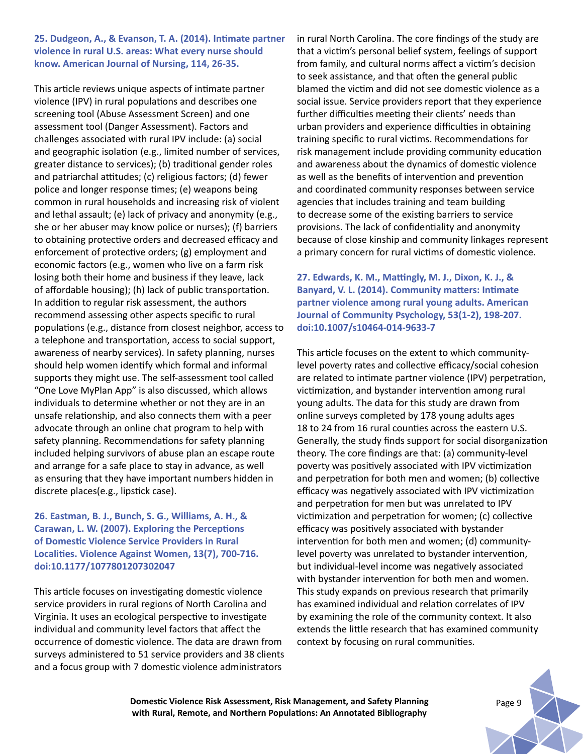**25. Dudgeon, A., & Evanson, T. A. (2014). Intimate partner violence in rural U.S. areas: What every nurse should know. American Journal of Nursing, 114, 26-35.**

This article reviews unique aspects of intimate partner violence (IPV) in rural populations and describes one screening tool (Abuse Assessment Screen) and one assessment tool (Danger Assessment). Factors and challenges associated with rural IPV include: (a) social and geographic isolation (e.g., limited number of services, greater distance to services); (b) traditional gender roles and patriarchal attitudes; (c) religious factors; (d) fewer police and longer response times; (e) weapons being common in rural households and increasing risk of violent and lethal assault; (e) lack of privacy and anonymity (e.g., she or her abuser may know police or nurses); (f) barriers to obtaining protective orders and decreased efficacy and enforcement of protective orders; (g) employment and economic factors (e.g., women who live on a farm risk losing both their home and business if they leave, lack of affordable housing); (h) lack of public transportation. In addition to regular risk assessment, the authors recommend assessing other aspects specific to rural populations (e.g., distance from closest neighbor, access to a telephone and transportation, access to social support, awareness of nearby services). In safety planning, nurses should help women identify which formal and informal supports they might use. The self-assessment tool called "One Love MyPlan App" is also discussed, which allows individuals to determine whether or not they are in an unsafe relationship, and also connects them with a peer advocate through an online chat program to help with safety planning. Recommendations for safety planning included helping survivors of abuse plan an escape route and arrange for a safe place to stay in advance, as well as ensuring that they have important numbers hidden in discrete places(e.g., lipstick case).

**26. Eastman, B. J., Bunch, S. G., Williams, A. H., & Carawan, L. W. (2007). Exploring the Perceptions of Domestic Violence Service Providers in Rural Localities. Violence Against Women, 13(7), 700-716. doi:10.1177/1077801207302047**

This article focuses on investigating domestic violence service providers in rural regions of North Carolina and Virginia. It uses an ecological perspective to investigate individual and community level factors that affect the occurrence of domestic violence. The data are drawn from surveys administered to 51 service providers and 38 clients and a focus group with 7 domestic violence administrators in rural North Carolina. The core findings of the study are that a victim's personal belief system, feelings of support from family, and cultural norms affect a victim's decision to seek assistance, and that often the general public blamed the victim and did not see domestic violence as a social issue. Service providers report that they experience further difficulties meeting their clients' needs than urban providers and experience difficulties in obtaining training specific to rural victims. Recommendations for risk management include providing community education and awareness about the dynamics of domestic violence as well as the benefits of intervention and prevention and coordinated community responses between service agencies that includes training and team building to decrease some of the existing barriers to service provisions. The lack of confidentiality and anonymity because of close kinship and community linkages represent a primary concern for rural victims of domestic violence.

**27. Edwards, K. M., Mattingly, M. J., Dixon, K. J., & Banyard, V. L. (2014). Community matters: Intimate partner violence among rural young adults. American Journal of Community Psychology, 53(1-2), 198-207. doi:10.1007/s10464-014-9633-7**

This article focuses on the extent to which community-level poverty rates and collective efficacy/social cohesion are related to intimate partner violence (IPV) perpetration, victimization, and bystander intervention among rural young adults. The data for this study are drawn from online surveys completed by 178 young adults ages 18 to 24 from 16 rural counties across the eastern U.S. Generally, the study finds support for social disorganization theory. The core findings are that: (a) community-level poverty was positively associated with IPV victimization and perpetration for both men and women; (b) collective efficacy was negatively associated with IPV victimization and perpetration for men but was unrelated to IPV victimization and perpetration for women; (c) collective efficacy was positively associated with bystander intervention for both men and women; (d) community-level poverty was unrelated to bystander intervention, but individual-level income was negatively associated with bystander intervention for both men and women. This study expands on previous research that primarily has examined individual and relation correlates of IPV by examining the role of the community context. It also extends the little research that has examined community context by focusing on rural communities.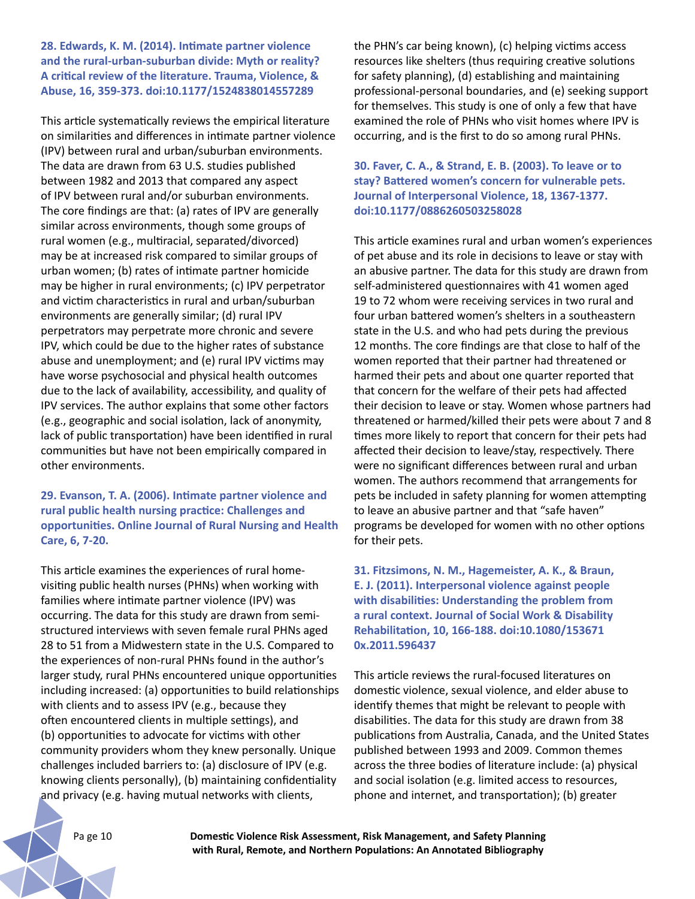**28. Edwards, K. M. (2014). Intimate partner violence and the rural-urban-suburban divide: Myth or reality? A critical review of the literature. Trauma, Violence, & Abuse, 16, 359-373. doi:10.1177/1524838014557289**

This article systematically reviews the empirical literature on similarities and differences in intimate partner violence (IPV) between rural and urban/suburban environments. The data are drawn from 63 U.S. studies published between 1982 and 2013 that compared any aspect of IPV between rural and/or suburban environments. The core findings are that: (a) rates of IPV are generally similar across environments, though some groups of rural women (e.g., multiracial, separated/divorced) may be at increased risk compared to similar groups of urban women; (b) rates of intimate partner homicide may be higher in rural environments; (c) IPV perpetrator and victim characteristics in rural and urban/suburban environments are generally similar; (d) rural IPV perpetrators may perpetrate more chronic and severe IPV, which could be due to the higher rates of substance abuse and unemployment; and (e) rural IPV victims may have worse psychosocial and physical health outcomes due to the lack of availability, accessibility, and quality of IPV services. The author explains that some other factors (e.g., geographic and social isolation, lack of anonymity, lack of public transportation) have been identified in rural communities but have not been empirically compared in other environments.

**29. Evanson, T. A. (2006). Intimate partner violence and rural public health nursing practice: Challenges and opportunities. Online Journal of Rural Nursing and Health Care, 6, 7-20.**

This article examines the experiences of rural home-visiting public health nurses (PHNs) when working with families where intimate partner violence (IPV) was occurring. The data for this study are drawn from semi-structured interviews with seven female rural PHNs aged 28 to 51 from a Midwestern state in the U.S. Compared to the experiences of non-rural PHNs found in the author's larger study, rural PHNs encountered unique opportunities including increased: (a) opportunities to build relationships with clients and to assess IPV (e.g., because they often encountered clients in multiple settings), and (b) opportunities to advocate for victims with other community providers whom they knew personally. Unique challenges included barriers to: (a) disclosure of IPV (e.g. knowing clients personally), (b) maintaining confidentiality and privacy (e.g. having mutual networks with clients, the PHN's car being known), (c) helping victims access resources like shelters (thus requiring creative solutions for safety planning), (d) establishing and maintaining professional-personal boundaries, and (e) seeking support for themselves. This study is one of only a few that have examined the role of PHNs who visit homes where IPV is occurring, and is the first to do so among rural PHNs.

**30. Faver, C. A., & Strand, E. B. (2003). To leave or to stay? Battered women's concern for vulnerable pets. Journal of Interpersonal Violence, 18, 1367-1377. doi:10.1177/0886260503258028**

This article examines rural and urban women's experiences of pet abuse and its role in decisions to leave or stay with an abusive partner. The data for this study are drawn from self-administered questionnaires with 41 women aged 19 to 72 whom were receiving services in two rural and four urban battered women's shelters in a southeastern state in the U.S. and who had pets during the previous 12 months. The core findings are that close to half of the women reported that their partner had threatened or harmed their pets and about one quarter reported that that concern for the welfare of their pets had affected their decision to leave or stay. Women whose partners had threatened or harmed/killed their pets were about 7 and 8 times more likely to report that concern for their pets had affected their decision to leave/stay, respectively. There were no significant differences between rural and urban women. The authors recommend that arrangements for pets be included in safety planning for women attempting to leave an abusive partner and that "safe haven" programs be developed for women with no other options for their pets.

**31. Fitzsimons, N. M., Hagemeister, A. K., & Braun, E. J. (2011). Interpersonal violence against people with disabilities: Understanding the problem from a rural context. Journal of Social Work & Disability Rehabilitation, 10, 166-188. doi:10.1080/153671 0x.2011.596437**

This article reviews the rural-focused literatures on domestic violence, sexual violence, and elder abuse to identify themes that might be relevant to people with disabilities. The data for this study are drawn from 38 publications from Australia, Canada, and the United States published between 1993 and 2009. Common themes across the three bodies of literature include: (a) physical and social isolation (e.g. limited access to resources, phone and internet, and transportation); (b) greater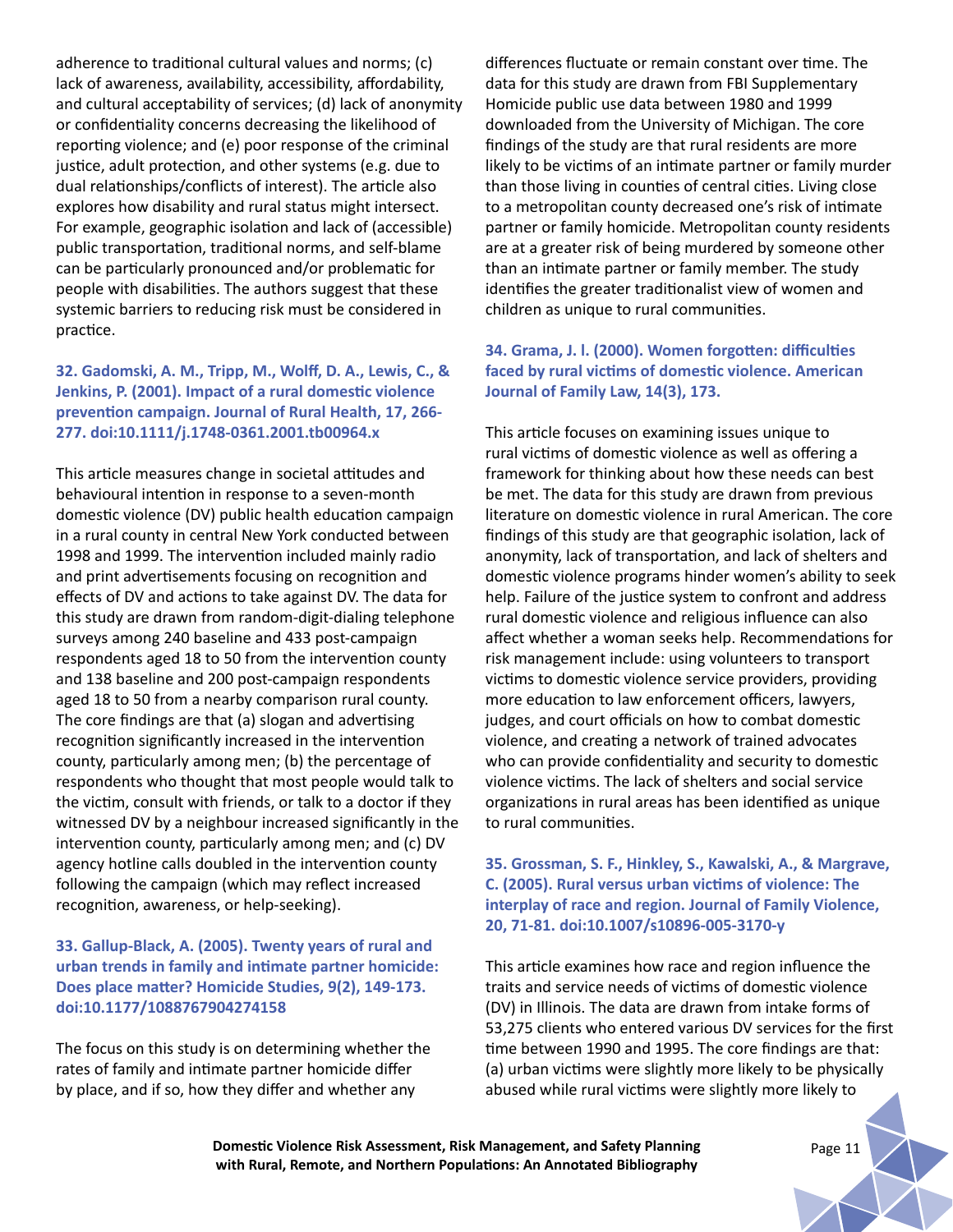adherence to traditional cultural values and norms; (c) lack of awareness, availability, accessibility, affordability, and cultural acceptability of services; (d) lack of anonymity or confidentiality concerns decreasing the likelihood of reporting violence; and (e) poor response of the criminal justice, adult protection, and other systems (e.g. due to dual relationships/conflicts of interest). The article also explores how disability and rural status might intersect. For example, geographic isolation and lack of (accessible) public transportation, traditional norms, and self-blame can be particularly pronounced and/or problematic for people with disabilities. The authors suggest that these systemic barriers to reducing risk must be considered in practice.

**32. Gadomski, A. M., Tripp, M., Wolff, D. A., Lewis, C., & Jenkins, P. (2001). Impact of a rural domestic violence prevention campaign. Journal of Rural Health, 17, 266-277. doi:10.1111/j.1748-0361.2001.tb00964.x**

This article measures change in societal attitudes and behavioural intention in response to a seven-month domestic violence (DV) public health education campaign in a rural county in central New York conducted between 1998 and 1999. The intervention included mainly radio and print advertisements focusing on recognition and effects of DV and actions to take against DV. The data for this study are drawn from random-digit-dialing telephone surveys among 240 baseline and 433 post-campaign respondents aged 18 to 50 from the intervention county and 138 baseline and 200 post-campaign respondents aged 18 to 50 from a nearby comparison rural county. The core findings are that (a) slogan and advertising recognition significantly increased in the intervention county, particularly among men; (b) the percentage of respondents who thought that most people would talk to the victim, consult with friends, or talk to a doctor if they witnessed DV by a neighbour increased significantly in the intervention county, particularly among men; and (c) DV agency hotline calls doubled in the intervention county following the campaign (which may reflect increased recognition, awareness, or help-seeking).

**33. Gallup-Black, A. (2005). Twenty years of rural and urban trends in family and intimate partner homicide: Does place matter? Homicide Studies, 9(2), 149-173. doi:10.1177/1088767904274158**

The focus on this study is on determining whether the rates of family and intimate partner homicide differ by place, and if so, how they differ and whether any differences fluctuate or remain constant over time. The data for this study are drawn from FBI Supplementary Homicide public use data between 1980 and 1999 downloaded from the University of Michigan. The core findings of the study are that rural residents are more likely to be victims of an intimate partner or family murder than those living in counties of central cities. Living close to a metropolitan county decreased one's risk of intimate partner or family homicide. Metropolitan county residents are at a greater risk of being murdered by someone other than an intimate partner or family member. The study identifies the greater traditionalist view of women and children as unique to rural communities.

**34. Grama, J. l. (2000). Women forgotten: difficulties faced by rural victims of domestic violence. American Journal of Family Law, 14(3), 173.**

This article focuses on examining issues unique to rural victims of domestic violence as well as offering a framework for thinking about how these needs can best be met. The data for this study are drawn from previous literature on domestic violence in rural American. The core findings of this study are that geographic isolation, lack of anonymity, lack of transportation, and lack of shelters and domestic violence programs hinder women's ability to seek help. Failure of the justice system to confront and address rural domestic violence and religious influence can also affect whether a woman seeks help. Recommendations for risk management include: using volunteers to transport victims to domestic violence service providers, providing more education to law enforcement officers, lawyers, judges, and court officials on how to combat domestic violence, and creating a network of trained advocates who can provide confidentiality and security to domestic violence victims. The lack of shelters and social service organizations in rural areas has been identified as unique to rural communities.

**35. Grossman, S. F., Hinkley, S., Kawalski, A., & Margrave, C. (2005). Rural versus urban victims of violence: The interplay of race and region. Journal of Family Violence, 20, 71-81. doi:10.1007/s10896-005-3170-y**

This article examines how race and region influence the traits and service needs of victims of domestic violence (DV) in Illinois. The data are drawn from intake forms of 53,275 clients who entered various DV services for the first time between 1990 and 1995. The core findings are that: (a) urban victims were slightly more likely to be physically abused while rural victims were slightly more likely to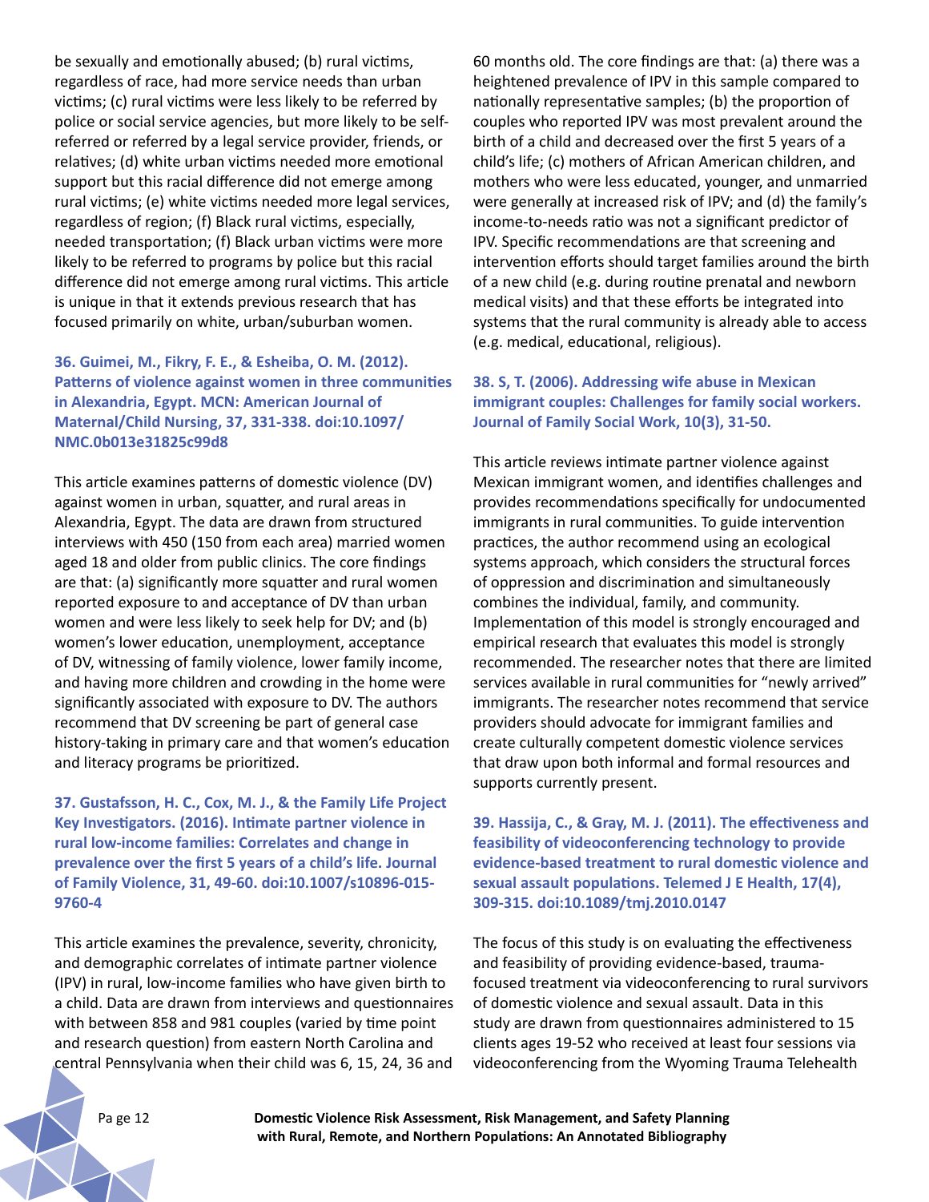be sexually and emotionally abused; (b) rural victims, regardless of race, had more service needs than urban victims; (c) rural victims were less likely to be referred by police or social service agencies, but more likely to be self-referred or referred by a legal service provider, friends, or relatives; (d) white urban victims needed more emotional support but this racial difference did not emerge among rural victims; (e) white victims needed more legal services, regardless of region; (f) Black rural victims, especially, needed transportation; (f) Black urban victims were more likely to be referred to programs by police but this racial difference did not emerge among rural victims. This article is unique in that it extends previous research that has focused primarily on white, urban/suburban women.

**36. Guimei, M., Fikry, F. E., & Esheiba, O. M. (2012). Patterns of violence against women in three communities in Alexandria, Egypt. MCN: American Journal of Maternal/Child Nursing, 37, 331-338. doi:10.1097/NMC.0b013e31825c99d8**

This article examines patterns of domestic violence (DV) against women in urban, squatter, and rural areas in Alexandria, Egypt. The data are drawn from structured interviews with 450 (150 from each area) married women aged 18 and older from public clinics. The core findings are that: (a) significantly more squatter and rural women reported exposure to and acceptance of DV than urban women and were less likely to seek help for DV; and (b) women's lower education, unemployment, acceptance of DV, witnessing of family violence, lower family income, and having more children and crowding in the home were significantly associated with exposure to DV. The authors recommend that DV screening be part of general case history-taking in primary care and that women's education and literacy programs be prioritized.

**37. Gustafsson, H. C., Cox, M. J., & the Family Life Project Key Investigators. (2016). Intimate partner violence in rural low-income families: Correlates and change in prevalence over the first 5 years of a child's life. Journal of Family Violence, 31, 49-60. doi:10.1007/s10896-015-9760-4**

This article examines the prevalence, severity, chronicity, and demographic correlates of intimate partner violence (IPV) in rural, low-income families who have given birth to a child. Data are drawn from interviews and questionnaires with between 858 and 981 couples (varied by time point and research question) from eastern North Carolina and central Pennsylvania when their child was 6, 15, 24, 36 and 60 months old. The core findings are that: (a) there was a heightened prevalence of IPV in this sample compared to nationally representative samples; (b) the proportion of couples who reported IPV was most prevalent around the birth of a child and decreased over the first 5 years of a child's life; (c) mothers of African American children, and mothers who were less educated, younger, and unmarried were generally at increased risk of IPV; and (d) the family's income-to-needs ratio was not a significant predictor of IPV. Specific recommendations are that screening and intervention efforts should target families around the birth of a new child (e.g. during routine prenatal and newborn medical visits) and that these efforts be integrated into systems that the rural community is already able to access (e.g. medical, educational, religious).

**38. S, T. (2006). Addressing wife abuse in Mexican immigrant couples: Challenges for family social workers. Journal of Family Social Work, 10(3), 31-50.**

This article reviews intimate partner violence against Mexican immigrant women, and identifies challenges and provides recommendations specifically for undocumented immigrants in rural communities. To guide intervention practices, the author recommend using an ecological systems approach, which considers the structural forces of oppression and discrimination and simultaneously combines the individual, family, and community. Implementation of this model is strongly encouraged and empirical research that evaluates this model is strongly recommended. The researcher notes that there are limited services available in rural communities for "newly arrived" immigrants. The researcher notes recommend that service providers should advocate for immigrant families and create culturally competent domestic violence services that draw upon both informal and formal resources and supports currently present.

**39. Hassija, C., & Gray, M. J. (2011). The effectiveness and feasibility of videoconferencing technology to provide evidence-based treatment to rural domestic violence and sexual assault populations. Telemed J E Health, 17(4), 309-315. doi:10.1089/tmj.2010.0147**

The focus of this study is on evaluating the effectiveness and feasibility of providing evidence-based, trauma-focused treatment via videoconferencing to rural survivors of domestic violence and sexual assault. Data in this study are drawn from questionnaires administered to 15 clients ages 19-52 who received at least four sessions via videoconferencing from the Wyoming Trauma Telehealth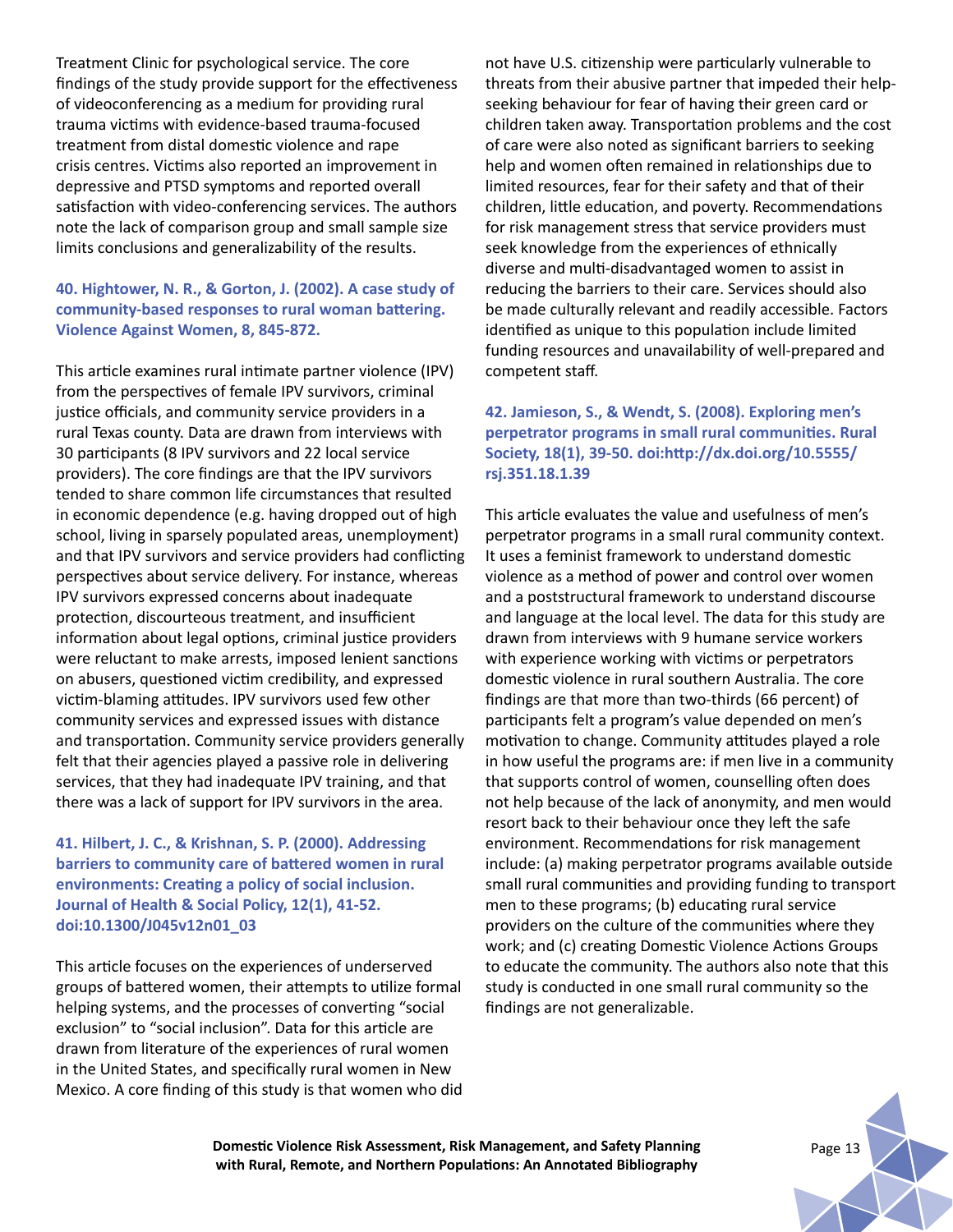Treatment Clinic for psychological service. The core findings of the study provide support for the effectiveness of videoconferencing as a medium for providing rural trauma victims with evidence-based trauma-focused treatment from distal domestic violence and rape crisis centres. Victims also reported an improvement in depressive and PTSD symptoms and reported overall satisfaction with video-conferencing services. The authors note the lack of comparison group and small sample size limits conclusions and generalizability of the results.

### 40. Hightower, N. R., & Gorton, J. (2002). A case study of community-based responses to rural woman battering. Violence Against Women, 8, 845-872.

This article examines rural intimate partner violence (IPV) from the perspectives of female IPV survivors, criminal justice officials, and community service providers in a rural Texas county. Data are drawn from interviews with 30 participants (8 IPV survivors and 22 local service providers). The core findings are that the IPV survivors tended to share common life circumstances that resulted in economic dependence (e.g. having dropped out of high school, living in sparsely populated areas, unemployment) and that IPV survivors and service providers had conflicting perspectives about service delivery. For instance, whereas IPV survivors expressed concerns about inadequate protection, discourteous treatment, and insufficient information about legal options, criminal justice providers were reluctant to make arrests, imposed lenient sanctions on abusers, questioned victim credibility, and expressed victim-blaming attitudes. IPV survivors used few other community services and expressed issues with distance and transportation. Community service providers generally felt that their agencies played a passive role in delivering services, that they had inadequate IPV training, and that there was a lack of support for IPV survivors in the area.

### 41. Hilbert, J. C., & Krishnan, S. P. (2000). Addressing barriers to community care of battered women in rural environments: Creating a policy of social inclusion. Journal of Health & Social Policy, 12(1), 41-52. doi:10.1300/J045v12n01_03

This article focuses on the experiences of underserved groups of battered women, their attempts to utilize formal helping systems, and the processes of converting "social exclusion" to "social inclusion". Data for this article are drawn from literature of the experiences of rural women in the United States, and specifically rural women in New Mexico. A core finding of this study is that women who did not have U.S. citizenship were particularly vulnerable to threats from their abusive partner that impeded their help-seeking behaviour for fear of having their green card or children taken away. Transportation problems and the cost of care were also noted as significant barriers to seeking help and women often remained in relationships due to limited resources, fear for their safety and that of their children, little education, and poverty. Recommendations for risk management stress that service providers must seek knowledge from the experiences of ethnically diverse and multi-disadvantaged women to assist in reducing the barriers to their care. Services should also be made culturally relevant and readily accessible. Factors identified as unique to this population include limited funding resources and unavailability of well-prepared and competent staff.

### 42. Jamieson, S., & Wendt, S. (2008). Exploring men's perpetrator programs in small rural communities. Rural Society, 18(1), 39-50. doi:http://dx.doi.org/10.5555/rsj.351.18.1.39

This article evaluates the value and usefulness of men's perpetrator programs in a small rural community context. It uses a feminist framework to understand domestic violence as a method of power and control over women and a poststructural framework to understand discourse and language at the local level. The data for this study are drawn from interviews with 9 humane service workers with experience working with victims or perpetrators domestic violence in rural southern Australia. The core findings are that more than two-thirds (66 percent) of participants felt a program's value depended on men's motivation to change. Community attitudes played a role in how useful the programs are: if men live in a community that supports control of women, counselling often does not help because of the lack of anonymity, and men would resort back to their behaviour once they left the safe environment. Recommendations for risk management include: (a) making perpetrator programs available outside small rural communities and providing funding to transport men to these programs; (b) educating rural service providers on the culture of the communities where they work; and (c) creating Domestic Violence Actions Groups to educate the community. The authors also note that this study is conducted in one small rural community so the findings are not generalizable.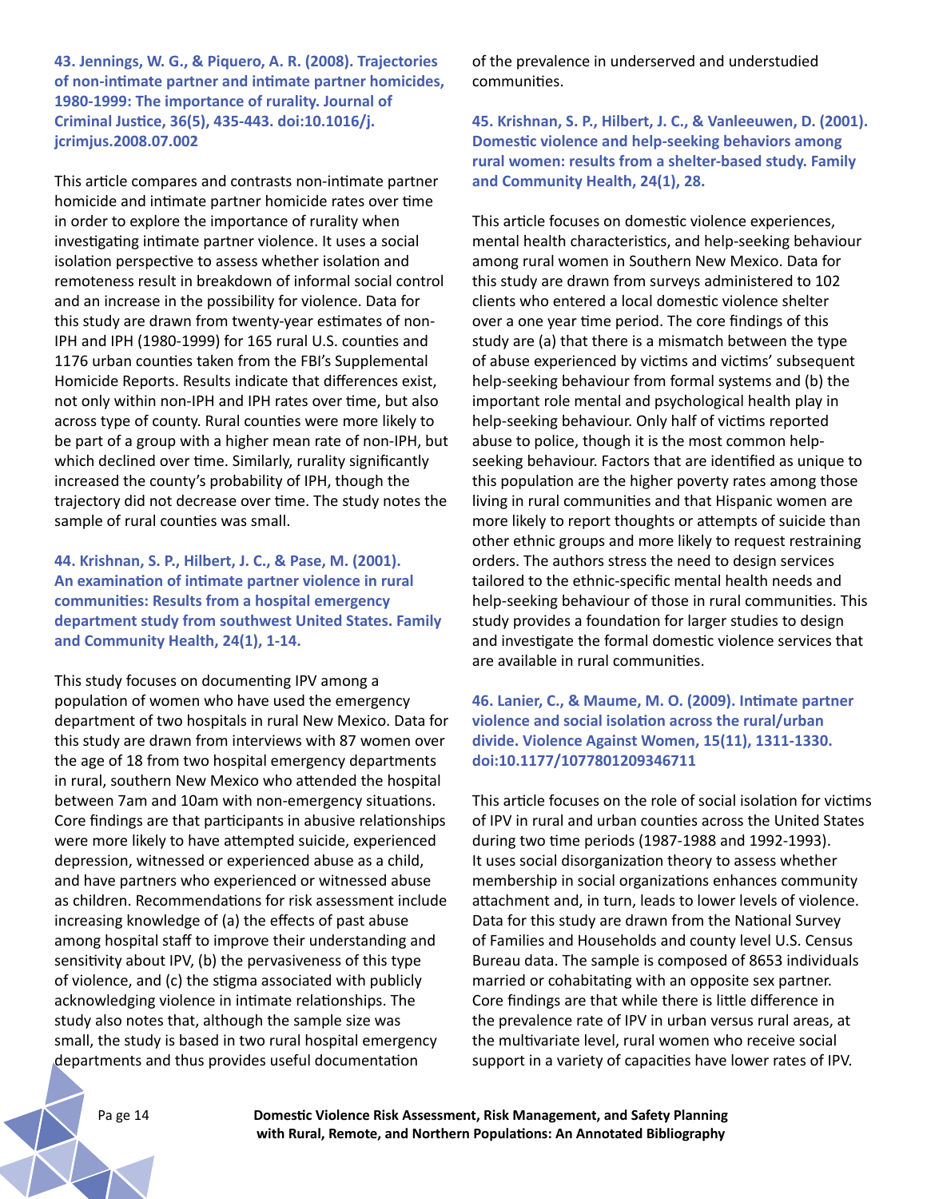**43. Jennings, W. G., & Piquero, A. R. (2008). Trajectories of non-intimate partner and intimate partner homicides, 1980-1999: The importance of rurality. Journal of Criminal Justice, 36(5), 435-443. doi:10.1016/j.jcrimjus.2008.07.002**

This article compares and contrasts non-intimate partner homicide and intimate partner homicide rates over time in order to explore the importance of rurality when investigating intimate partner violence. It uses a social isolation perspective to assess whether isolation and remoteness result in breakdown of informal social control and an increase in the possibility for violence. Data for this study are drawn from twenty-year estimates of non-IPH and IPH (1980-1999) for 165 rural U.S. counties and 1176 urban counties taken from the FBI's Supplemental Homicide Reports. Results indicate that differences exist, not only within non-IPH and IPH rates over time, but also across type of county. Rural counties were more likely to be part of a group with a higher mean rate of non-IPH, but which declined over time. Similarly, rurality significantly increased the county's probability of IPH, though the trajectory did not decrease over time. The study notes the sample of rural counties was small.

**44. Krishnan, S. P., Hilbert, J. C., & Pase, M. (2001). An examination of intimate partner violence in rural communities: Results from a hospital emergency department study from southwest United States. Family and Community Health, 24(1), 1-14.**

This study focuses on documenting IPV among a population of women who have used the emergency department of two hospitals in rural New Mexico. Data for this study are drawn from interviews with 87 women over the age of 18 from two hospital emergency departments in rural, southern New Mexico who attended the hospital between 7am and 10am with non-emergency situations. Core findings are that participants in abusive relationships were more likely to have attempted suicide, experienced depression, witnessed or experienced abuse as a child, and have partners who experienced or witnessed abuse as children. Recommendations for risk assessment include increasing knowledge of (a) the effects of past abuse among hospital staff to improve their understanding and sensitivity about IPV, (b) the pervasiveness of this type of violence, and (c) the stigma associated with publicly acknowledging violence in intimate relationships. The study also notes that, although the sample size was small, the study is based in two rural hospital emergency departments and thus provides useful documentation of the prevalence in underserved and understudied communities.

**45. Krishnan, S. P., Hilbert, J. C., & Vanleeuwen, D. (2001). Domestic violence and help-seeking behaviors among rural women: results from a shelter-based study. Family and Community Health, 24(1), 28.**

This article focuses on domestic violence experiences, mental health characteristics, and help-seeking behaviour among rural women in Southern New Mexico. Data for this study are drawn from surveys administered to 102 clients who entered a local domestic violence shelter over a one year time period. The core findings of this study are (a) that there is a mismatch between the type of abuse experienced by victims and victims' subsequent help-seeking behaviour from formal systems and (b) the important role mental and psychological health play in help-seeking behaviour. Only half of victims reported abuse to police, though it is the most common help-seeking behaviour. Factors that are identified as unique to this population are the higher poverty rates among those living in rural communities and that Hispanic women are more likely to report thoughts or attempts of suicide than other ethnic groups and more likely to request restraining orders. The authors stress the need to design services tailored to the ethnic-specific mental health needs and help-seeking behaviour of those in rural communities. This study provides a foundation for larger studies to design and investigate the formal domestic violence services that are available in rural communities.

**46. Lanier, C., & Maume, M. O. (2009). Intimate partner violence and social isolation across the rural/urban divide. Violence Against Women, 15(11), 1311-1330. doi:10.1177/1077801209346711**

This article focuses on the role of social isolation for victims of IPV in rural and urban counties across the United States during two time periods (1987-1988 and 1992-1993). It uses social disorganization theory to assess whether membership in social organizations enhances community attachment and, in turn, leads to lower levels of violence. Data for this study are drawn from the National Survey of Families and Households and county level U.S. Census Bureau data. The sample is composed of 8653 individuals married or cohabitating with an opposite sex partner. Core findings are that while there is little difference in the prevalence rate of IPV in urban versus rural areas, at the multivariate level, rural women who receive social support in a variety of capacities have lower rates of IPV.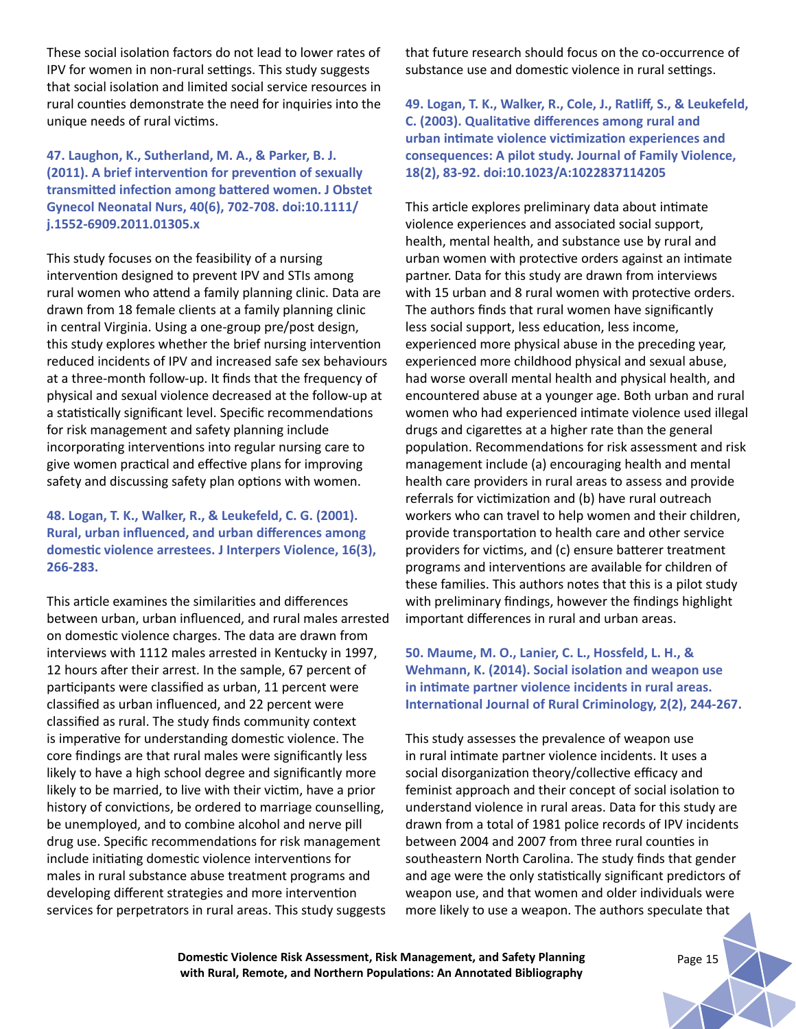These social isolation factors do not lead to lower rates of IPV for women in non-rural settings. This study suggests that social isolation and limited social service resources in rural counties demonstrate the need for inquiries into the unique needs of rural victims.

**47. Laughon, K., Sutherland, M. A., & Parker, B. J. (2011). A brief intervention for prevention of sexually transmitted infection among battered women. J Obstet Gynecol Neonatal Nurs, 40(6), 702-708. doi:10.1111/j.1552-6909.2011.01305.x**

This study focuses on the feasibility of a nursing intervention designed to prevent IPV and STIs among rural women who attend a family planning clinic. Data are drawn from 18 female clients at a family planning clinic in central Virginia. Using a one-group pre/post design, this study explores whether the brief nursing intervention reduced incidents of IPV and increased safe sex behaviours at a three-month follow-up. It finds that the frequency of physical and sexual violence decreased at the follow-up at a statistically significant level. Specific recommendations for risk management and safety planning include incorporating interventions into regular nursing care to give women practical and effective plans for improving safety and discussing safety plan options with women.

**48. Logan, T. K., Walker, R., & Leukefeld, C. G. (2001). Rural, urban influenced, and urban differences among domestic violence arrestees. J Interpers Violence, 16(3), 266-283.**

This article examines the similarities and differences between urban, urban influenced, and rural males arrested on domestic violence charges. The data are drawn from interviews with 1112 males arrested in Kentucky in 1997, 12 hours after their arrest. In the sample, 67 percent of participants were classified as urban, 11 percent were classified as urban influenced, and 22 percent were classified as rural. The study finds community context is imperative for understanding domestic violence. The core findings are that rural males were significantly less likely to have a high school degree and significantly more likely to be married, to live with their victim, have a prior history of convictions, be ordered to marriage counselling, be unemployed, and to combine alcohol and nerve pill drug use. Specific recommendations for risk management include initiating domestic violence interventions for males in rural substance abuse treatment programs and developing different strategies and more intervention services for perpetrators in rural areas. This study suggests that future research should focus on the co-occurrence of substance use and domestic violence in rural settings.

**49. Logan, T. K., Walker, R., Cole, J., Ratliff, S., & Leukefeld, C. (2003). Qualitative differences among rural and urban intimate violence victimization experiences and consequences: A pilot study. Journal of Family Violence, 18(2), 83-92. doi:10.1023/A:1022837114205**

This article explores preliminary data about intimate violence experiences and associated social support, health, mental health, and substance use by rural and urban women with protective orders against an intimate partner. Data for this study are drawn from interviews with 15 urban and 8 rural women with protective orders. The authors finds that rural women have significantly less social support, less education, less income, experienced more physical abuse in the preceding year, experienced more childhood physical and sexual abuse, had worse overall mental health and physical health, and encountered abuse at a younger age. Both urban and rural women who had experienced intimate violence used illegal drugs and cigarettes at a higher rate than the general population. Recommendations for risk assessment and risk management include (a) encouraging health and mental health care providers in rural areas to assess and provide referrals for victimization and (b) have rural outreach workers who can travel to help women and their children, provide transportation to health care and other service providers for victims, and (c) ensure batterer treatment programs and interventions are available for children of these families. This authors notes that this is a pilot study with preliminary findings, however the findings highlight important differences in rural and urban areas.

**50. Maume, M. O., Lanier, C. L., Hossfeld, L. H., & Wehmann, K. (2014). Social isolation and weapon use in intimate partner violence incidents in rural areas. International Journal of Rural Criminology, 2(2), 244-267.**

This study assesses the prevalence of weapon use in rural intimate partner violence incidents. It uses a social disorganization theory/collective efficacy and feminist approach and their concept of social isolation to understand violence in rural areas. Data for this study are drawn from a total of 1981 police records of IPV incidents between 2004 and 2007 from three rural counties in southeastern North Carolina. The study finds that gender and age were the only statistically significant predictors of weapon use, and that women and older individuals were more likely to use a weapon. The authors speculate that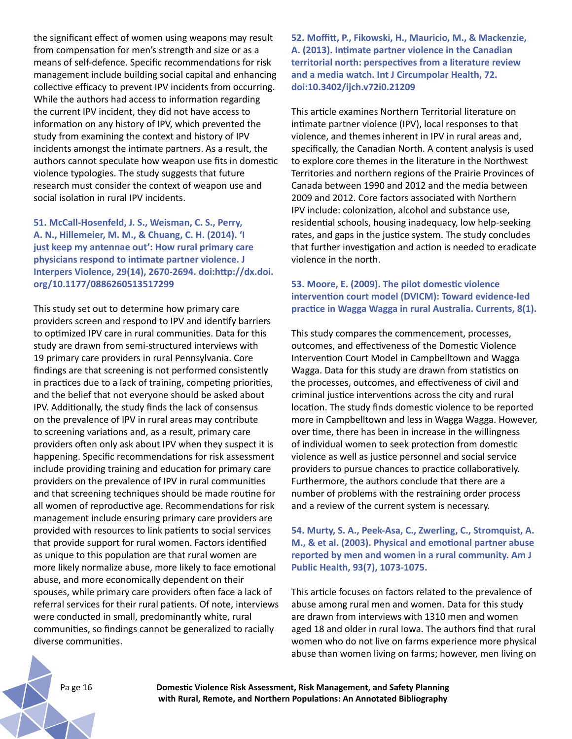the significant effect of women using weapons may result from compensation for men's strength and size or as a means of self-defence. Specific recommendations for risk management include building social capital and enhancing collective efficacy to prevent IPV incidents from occurring. While the authors had access to information regarding the current IPV incident, they did not have access to information on any history of IPV, which prevented the study from examining the context and history of IPV incidents amongst the intimate partners. As a result, the authors cannot speculate how weapon use fits in domestic violence typologies. The study suggests that future research must consider the context of weapon use and social isolation in rural IPV incidents.

**51. McCall-Hosenfeld, J. S., Weisman, C. S., Perry, A. N., Hillemeier, M. M., & Chuang, C. H. (2014). 'I just keep my antennae out': How rural primary care physicians respond to intimate partner violence. J Interpers Violence, 29(14), 2670-2694. doi:http://dx.doi.org/10.1177/0886260513517299**

This study set out to determine how primary care providers screen and respond to IPV and identify barriers to optimized IPV care in rural communities. Data for this study are drawn from semi-structured interviews with 19 primary care providers in rural Pennsylvania. Core findings are that screening is not performed consistently in practices due to a lack of training, competing priorities, and the belief that not everyone should be asked about IPV. Additionally, the study finds the lack of consensus on the prevalence of IPV in rural areas may contribute to screening variations and, as a result, primary care providers often only ask about IPV when they suspect it is happening. Specific recommendations for risk assessment include providing training and education for primary care providers on the prevalence of IPV in rural communities and that screening techniques should be made routine for all women of reproductive age. Recommendations for risk management include ensuring primary care providers are provided with resources to link patients to social services that provide support for rural women. Factors identified as unique to this population are that rural women are more likely normalize abuse, more likely to face emotional abuse, and more economically dependent on their spouses, while primary care providers often face a lack of referral services for their rural patients. Of note, interviews were conducted in small, predominantly white, rural communities, so findings cannot be generalized to racially diverse communities.

**52. Moffitt, P., Fikowski, H., Mauricio, M., & Mackenzie, A. (2013). Intimate partner violence in the Canadian territorial north: perspectives from a literature review and a media watch. Int J Circumpolar Health, 72. doi:10.3402/ijch.v72i0.21209**

This article examines Northern Territorial literature on intimate partner violence (IPV), local responses to that violence, and themes inherent in IPV in rural areas and, specifically, the Canadian North. A content analysis is used to explore core themes in the literature in the Northwest Territories and northern regions of the Prairie Provinces of Canada between 1990 and 2012 and the media between 2009 and 2012. Core factors associated with Northern IPV include: colonization, alcohol and substance use, residential schools, housing inadequacy, low help-seeking rates, and gaps in the justice system. The study concludes that further investigation and action is needed to eradicate violence in the north.

**53. Moore, E. (2009). The pilot domestic violence intervention court model (DVICM): Toward evidence-led practice in Wagga Wagga in rural Australia. Currents, 8(1).**

This study compares the commencement, processes, outcomes, and effectiveness of the Domestic Violence Intervention Court Model in Campbelltown and Wagga Wagga. Data for this study are drawn from statistics on the processes, outcomes, and effectiveness of civil and criminal justice interventions across the city and rural location. The study finds domestic violence to be reported more in Campbelltown and less in Wagga Wagga. However, over time, there has been in increase in the willingness of individual women to seek protection from domestic violence as well as justice personnel and social service providers to pursue chances to practice collaboratively. Furthermore, the authors conclude that there are a number of problems with the restraining order process and a review of the current system is necessary.

**54. Murty, S. A., Peek-Asa, C., Zwerling, C., Stromquist, A. M., & et al. (2003). Physical and emotional partner abuse reported by men and women in a rural community. Am J Public Health, 93(7), 1073-1075.**

This article focuses on factors related to the prevalence of abuse among rural men and women. Data for this study are drawn from interviews with 1310 men and women aged 18 and older in rural Iowa. The authors find that rural women who do not live on farms experience more physical abuse than women living on farms; however, men living on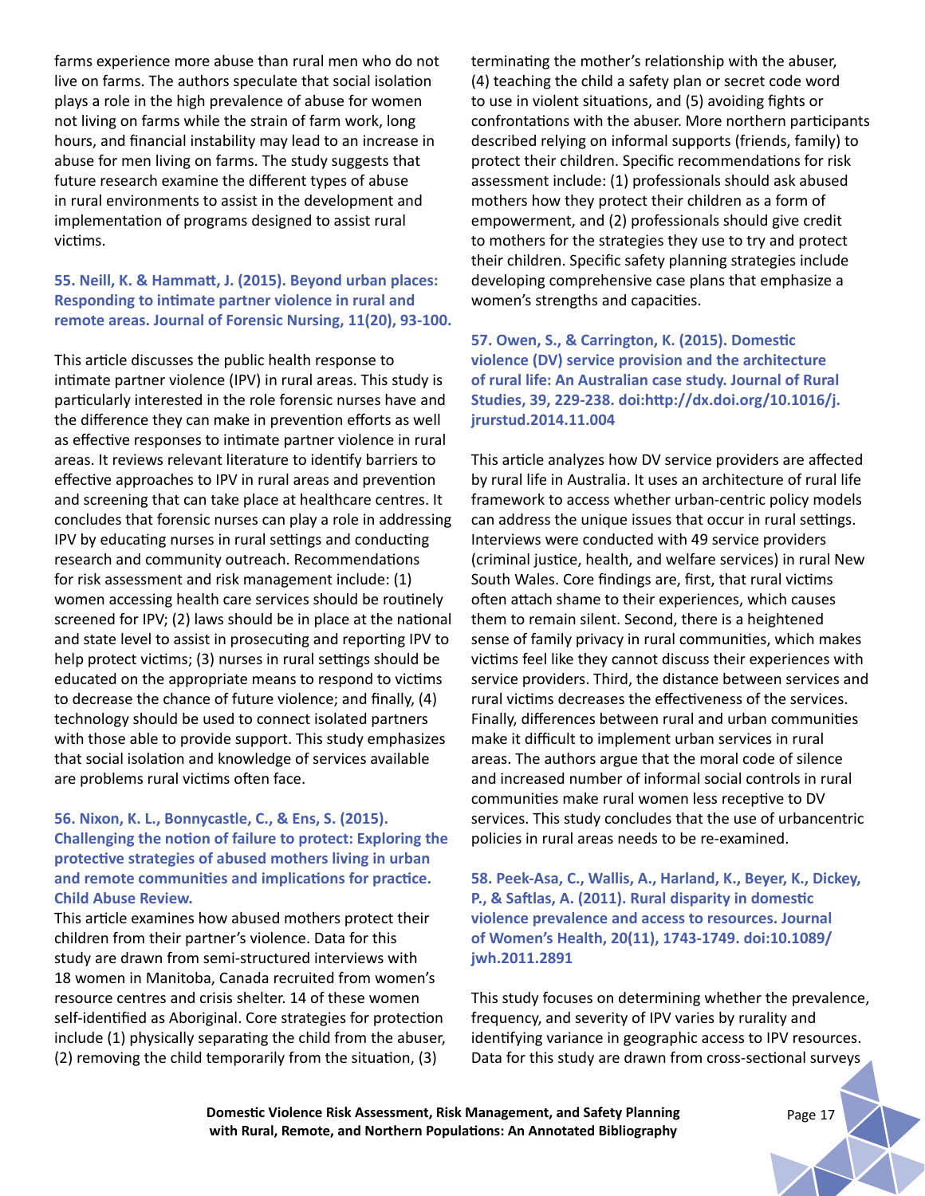farms experience more abuse than rural men who do not live on farms. The authors speculate that social isolation plays a role in the high prevalence of abuse for women not living on farms while the strain of farm work, long hours, and financial instability may lead to an increase in abuse for men living on farms. The study suggests that future research examine the different types of abuse in rural environments to assist in the development and implementation of programs designed to assist rural victims.

**55. Neill, K. & Hammatt, J. (2015). Beyond urban places: Responding to intimate partner violence in rural and remote areas. Journal of Forensic Nursing, 11(20), 93-100.**

This article discusses the public health response to intimate partner violence (IPV) in rural areas. This study is particularly interested in the role forensic nurses have and the difference they can make in prevention efforts as well as effective responses to intimate partner violence in rural areas. It reviews relevant literature to identify barriers to effective approaches to IPV in rural areas and prevention and screening that can take place at healthcare centres. It concludes that forensic nurses can play a role in addressing IPV by educating nurses in rural settings and conducting research and community outreach. Recommendations for risk assessment and risk management include: (1) women accessing health care services should be routinely screened for IPV; (2) laws should be in place at the national and state level to assist in prosecuting and reporting IPV to help protect victims; (3) nurses in rural settings should be educated on the appropriate means to respond to victims to decrease the chance of future violence; and finally, (4) technology should be used to connect isolated partners with those able to provide support. This study emphasizes that social isolation and knowledge of services available are problems rural victims often face.

**56. Nixon, K. L., Bonnycastle, C., & Ens, S. (2015). Challenging the notion of failure to protect: Exploring the protective strategies of abused mothers living in urban and remote communities and implications for practice. Child Abuse Review.**

This article examines how abused mothers protect their children from their partner's violence. Data for this study are drawn from semi-structured interviews with 18 women in Manitoba, Canada recruited from women's resource centres and crisis shelter. 14 of these women self-identified as Aboriginal. Core strategies for protection include (1) physically separating the child from the abuser, (2) removing the child temporarily from the situation, (3) terminating the mother's relationship with the abuser, (4) teaching the child a safety plan or secret code word to use in violent situations, and (5) avoiding fights or confrontations with the abuser. More northern participants described relying on informal supports (friends, family) to protect their children. Specific recommendations for risk assessment include: (1) professionals should ask abused mothers how they protect their children as a form of empowerment, and (2) professionals should give credit to mothers for the strategies they use to try and protect their children. Specific safety planning strategies include developing comprehensive case plans that emphasize a women's strengths and capacities.

**57. Owen, S., & Carrington, K. (2015). Domestic violence (DV) service provision and the architecture of rural life: An Australian case study. Journal of Rural Studies, 39, 229-238. doi:http://dx.doi.org/10.1016/j.jrurstud.2014.11.004**

This article analyzes how DV service providers are affected by rural life in Australia. It uses an architecture of rural life framework to access whether urban-centric policy models can address the unique issues that occur in rural settings. Interviews were conducted with 49 service providers (criminal justice, health, and welfare services) in rural New South Wales. Core findings are, first, that rural victims often attach shame to their experiences, which causes them to remain silent. Second, there is a heightened sense of family privacy in rural communities, which makes victims feel like they cannot discuss their experiences with service providers. Third, the distance between services and rural victims decreases the effectiveness of the services. Finally, differences between rural and urban communities make it difficult to implement urban services in rural areas. The authors argue that the moral code of silence and increased number of informal social controls in rural communities make rural women less receptive to DV services. This study concludes that the use of urbancentric policies in rural areas needs to be re-examined.

**58. Peek-Asa, C., Wallis, A., Harland, K., Beyer, K., Dickey, P., & Saftlas, A. (2011). Rural disparity in domestic violence prevalence and access to resources. Journal of Women's Health, 20(11), 1743-1749. doi:10.1089/jwh.2011.2891**

This study focuses on determining whether the prevalence, frequency, and severity of IPV varies by rurality and identifying variance in geographic access to IPV resources. Data for this study are drawn from cross-sectional surveys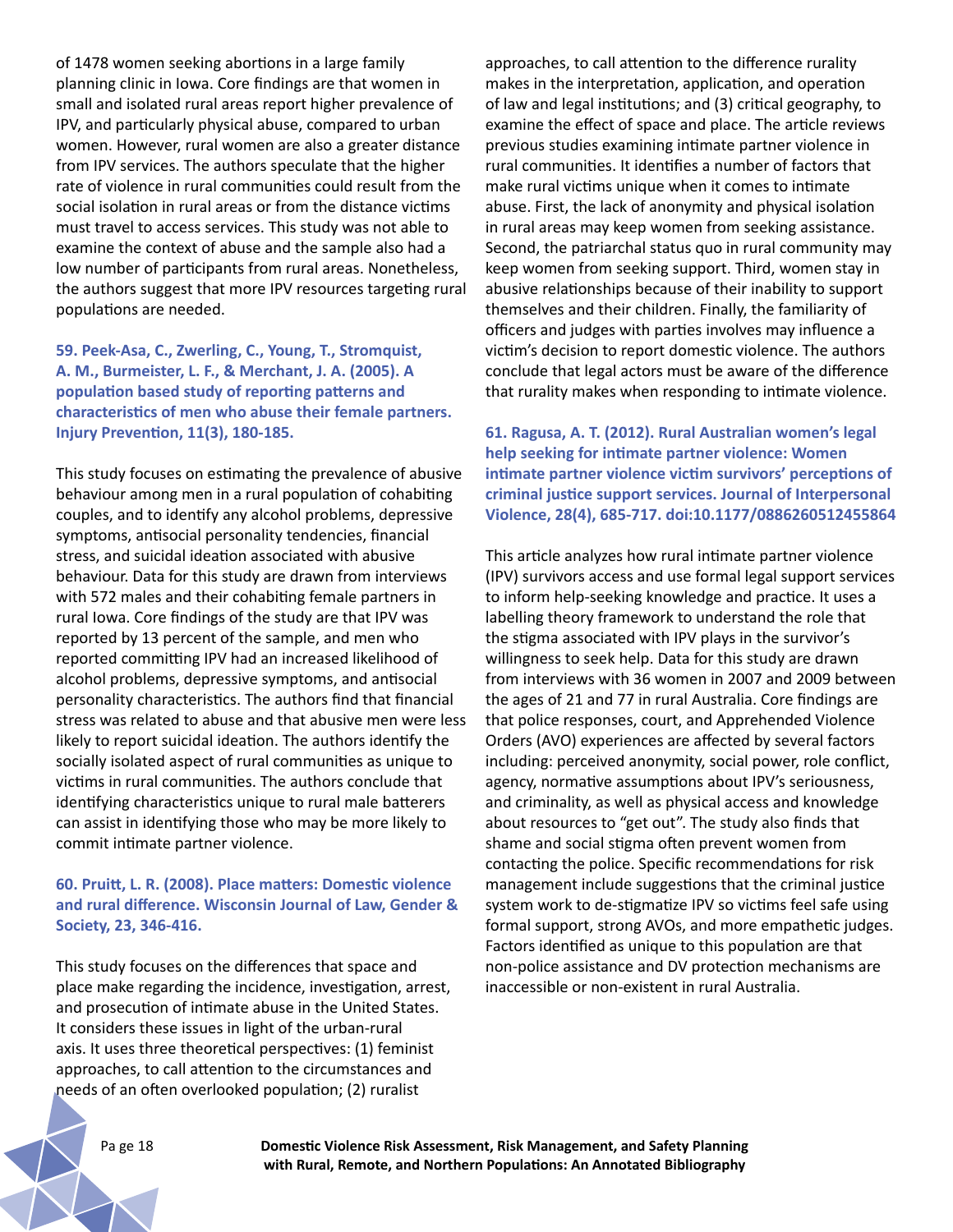of 1478 women seeking abortions in a large family planning clinic in Iowa. Core findings are that women in small and isolated rural areas report higher prevalence of IPV, and particularly physical abuse, compared to urban women. However, rural women are also a greater distance from IPV services. The authors speculate that the higher rate of violence in rural communities could result from the social isolation in rural areas or from the distance victims must travel to access services. This study was not able to examine the context of abuse and the sample also had a low number of participants from rural areas. Nonetheless, the authors suggest that more IPV resources targeting rural populations are needed.

**59. Peek-Asa, C., Zwerling, C., Young, T., Stromquist, A. M., Burmeister, L. F., & Merchant, J. A. (2005). A population based study of reporting patterns and characteristics of men who abuse their female partners. Injury Prevention, 11(3), 180-185.**

This study focuses on estimating the prevalence of abusive behaviour among men in a rural population of cohabiting couples, and to identify any alcohol problems, depressive symptoms, antisocial personality tendencies, financial stress, and suicidal ideation associated with abusive behaviour. Data for this study are drawn from interviews with 572 males and their cohabiting female partners in rural Iowa. Core findings of the study are that IPV was reported by 13 percent of the sample, and men who reported committing IPV had an increased likelihood of alcohol problems, depressive symptoms, and antisocial personality characteristics. The authors find that financial stress was related to abuse and that abusive men were less likely to report suicidal ideation. The authors identify the socially isolated aspect of rural communities as unique to victims in rural communities. The authors conclude that identifying characteristics unique to rural male batterers can assist in identifying those who may be more likely to commit intimate partner violence.

**60. Pruitt, L. R. (2008). Place matters: Domestic violence and rural difference. Wisconsin Journal of Law, Gender & Society, 23, 346-416.**

This study focuses on the differences that space and place make regarding the incidence, investigation, arrest, and prosecution of intimate abuse in the United States. It considers these issues in light of the urban-rural axis. It uses three theoretical perspectives: (1) feminist approaches, to call attention to the circumstances and needs of an often overlooked population; (2) ruralist approaches, to call attention to the difference rurality makes in the interpretation, application, and operation of law and legal institutions; and (3) critical geography, to examine the effect of space and place. The article reviews previous studies examining intimate partner violence in rural communities. It identifies a number of factors that make rural victims unique when it comes to intimate abuse. First, the lack of anonymity and physical isolation in rural areas may keep women from seeking assistance. Second, the patriarchal status quo in rural community may keep women from seeking support. Third, women stay in abusive relationships because of their inability to support themselves and their children. Finally, the familiarity of officers and judges with parties involves may influence a victim's decision to report domestic violence. The authors conclude that legal actors must be aware of the difference that rurality makes when responding to intimate violence.

**61. Ragusa, A. T. (2012). Rural Australian women's legal help seeking for intimate partner violence: Women intimate partner violence victim survivors' perceptions of criminal justice support services. Journal of Interpersonal Violence, 28(4), 685-717. doi:10.1177/0886260512455864**

This article analyzes how rural intimate partner violence (IPV) survivors access and use formal legal support services to inform help-seeking knowledge and practice. It uses a labelling theory framework to understand the role that the stigma associated with IPV plays in the survivor's willingness to seek help. Data for this study are drawn from interviews with 36 women in 2007 and 2009 between the ages of 21 and 77 in rural Australia. Core findings are that police responses, court, and Apprehended Violence Orders (AVO) experiences are affected by several factors including: perceived anonymity, social power, role conflict, agency, normative assumptions about IPV's seriousness, and criminality, as well as physical access and knowledge about resources to "get out". The study also finds that shame and social stigma often prevent women from contacting the police. Specific recommendations for risk management include suggestions that the criminal justice system work to de-stigmatize IPV so victims feel safe using formal support, strong AVOs, and more empathetic judges. Factors identified as unique to this population are that non-police assistance and DV protection mechanisms are inaccessible or non-existent in rural Australia.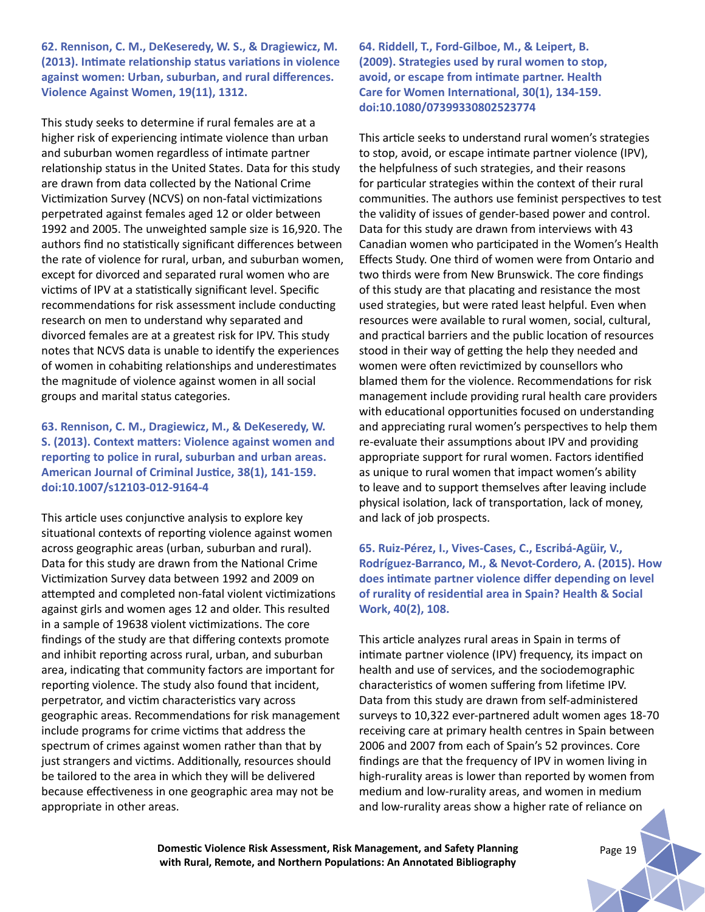**62. Rennison, C. M., DeKeseredy, W. S., & Dragiewicz, M. (2013). Intimate relationship status variations in violence against women: Urban, suburban, and rural differences. Violence Against Women, 19(11), 1312.**

This study seeks to determine if rural females are at a higher risk of experiencing intimate violence than urban and suburban women regardless of intimate partner relationship status in the United States. Data for this study are drawn from data collected by the National Crime Victimization Survey (NCVS) on non-fatal victimizations perpetrated against females aged 12 or older between 1992 and 2005. The unweighted sample size is 16,920. The authors find no statistically significant differences between the rate of violence for rural, urban, and suburban women, except for divorced and separated rural women who are victims of IPV at a statistically significant level. Specific recommendations for risk assessment include conducting research on men to understand why separated and divorced females are at a greatest risk for IPV. This study notes that NCVS data is unable to identify the experiences of women in cohabiting relationships and underestimates the magnitude of violence against women in all social groups and marital status categories.

**63. Rennison, C. M., Dragiewicz, M., & DeKeseredy, W. S. (2013). Context matters: Violence against women and reporting to police in rural, suburban and urban areas. American Journal of Criminal Justice, 38(1), 141-159. doi:10.1007/s12103-012-9164-4**

This article uses conjunctive analysis to explore key situational contexts of reporting violence against women across geographic areas (urban, suburban and rural). Data for this study are drawn from the National Crime Victimization Survey data between 1992 and 2009 on attempted and completed non-fatal violent victimizations against girls and women ages 12 and older. This resulted in a sample of 19638 violent victimizations. The core findings of the study are that differing contexts promote and inhibit reporting across rural, urban, and suburban area, indicating that community factors are important for reporting violence. The study also found that incident, perpetrator, and victim characteristics vary across geographic areas. Recommendations for risk management include programs for crime victims that address the spectrum of crimes against women rather than that by just strangers and victims. Additionally, resources should be tailored to the area in which they will be delivered because effectiveness in one geographic area may not be appropriate in other areas.

**64. Riddell, T., Ford-Gilboe, M., & Leipert, B. (2009). Strategies used by rural women to stop, avoid, or escape from intimate partner. Health Care for Women International, 30(1), 134-159. doi:10.1080/07399330802523774**

This article seeks to understand rural women's strategies to stop, avoid, or escape intimate partner violence (IPV), the helpfulness of such strategies, and their reasons for particular strategies within the context of their rural communities. The authors use feminist perspectives to test the validity of issues of gender-based power and control. Data for this study are drawn from interviews with 43 Canadian women who participated in the Women's Health Effects Study. One third of women were from Ontario and two thirds were from New Brunswick. The core findings of this study are that placating and resistance the most used strategies, but were rated least helpful. Even when resources were available to rural women, social, cultural, and practical barriers and the public location of resources stood in their way of getting the help they needed and women were often revictimized by counsellors who blamed them for the violence. Recommendations for risk management include providing rural health care providers with educational opportunities focused on understanding and appreciating rural women's perspectives to help them re-evaluate their assumptions about IPV and providing appropriate support for rural women. Factors identified as unique to rural women that impact women's ability to leave and to support themselves after leaving include physical isolation, lack of transportation, lack of money, and lack of job prospects.

**65. Ruiz-Pérez, I., Vives-Cases, C., Escribá-Agüir, V., Rodríguez-Barranco, M., & Nevot-Cordero, A. (2015). How does intimate partner violence differ depending on level of rurality of residential area in Spain? Health & Social Work, 40(2), 108.**

This article analyzes rural areas in Spain in terms of intimate partner violence (IPV) frequency, its impact on health and use of services, and the sociodemographic characteristics of women suffering from lifetime IPV. Data from this study are drawn from self-administered surveys to 10,322 ever-partnered adult women ages 18-70 receiving care at primary health centres in Spain between 2006 and 2007 from each of Spain's 52 provinces. Core findings are that the frequency of IPV in women living in high-rurality areas is lower than reported by women from medium and low-rurality areas, and women in medium and low-rurality areas show a higher rate of reliance on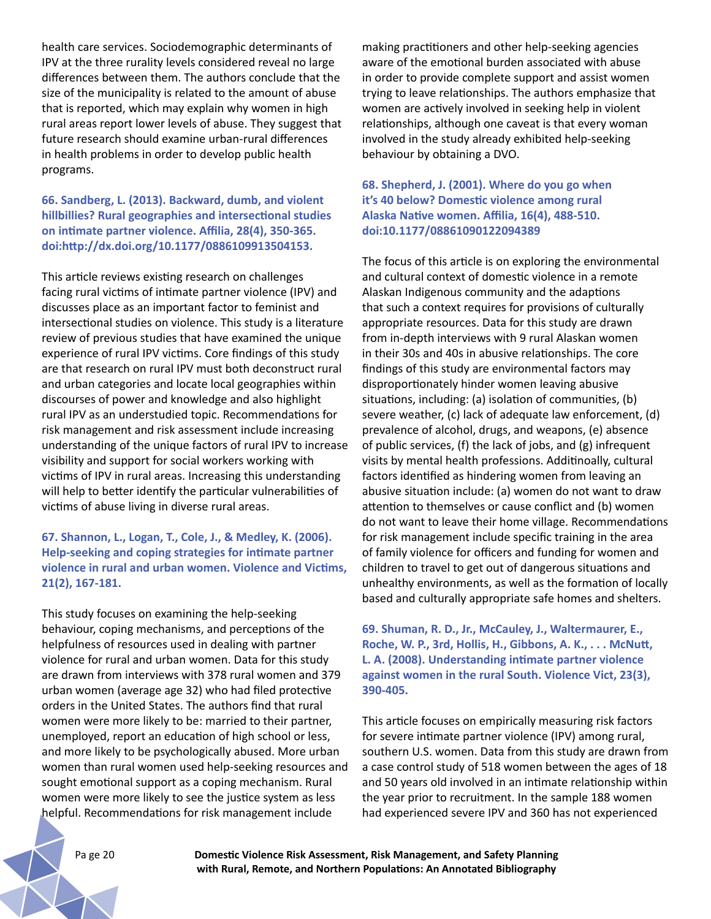health care services. Sociodemographic determinants of IPV at the three rurality levels considered reveal no large differences between them. The authors conclude that the size of the municipality is related to the amount of abuse that is reported, which may explain why women in high rural areas report lower levels of abuse. They suggest that future research should examine urban-rural differences in health problems in order to develop public health programs.

**66. Sandberg, L. (2013). Backward, dumb, and violent hillbillies? Rural geographies and intersectional studies on intimate partner violence. Affilia, 28(4), 350-365. doi:http://dx.doi.org/10.1177/0886109913504153.**

This article reviews existing research on challenges facing rural victims of intimate partner violence (IPV) and discusses place as an important factor to feminist and intersectional studies on violence. This study is a literature review of previous studies that have examined the unique experience of rural IPV victims. Core findings of this study are that research on rural IPV must both deconstruct rural and urban categories and locate local geographies within discourses of power and knowledge and also highlight rural IPV as an understudied topic. Recommendations for risk management and risk assessment include increasing understanding of the unique factors of rural IPV to increase visibility and support for social workers working with victims of IPV in rural areas. Increasing this understanding will help to better identify the particular vulnerabilities of victims of abuse living in diverse rural areas.

**67. Shannon, L., Logan, T., Cole, J., & Medley, K. (2006). Help-seeking and coping strategies for intimate partner violence in rural and urban women. Violence and Victims, 21(2), 167-181.**

This study focuses on examining the help-seeking behaviour, coping mechanisms, and perceptions of the helpfulness of resources used in dealing with partner violence for rural and urban women. Data for this study are drawn from interviews with 378 rural women and 379 urban women (average age 32) who had filed protective orders in the United States. The authors find that rural women were more likely to be: married to their partner, unemployed, report an education of high school or less, and more likely to be psychologically abused. More urban women than rural women used help-seeking resources and sought emotional support as a coping mechanism. Rural women were more likely to see the justice system as less helpful. Recommendations for risk management include making practitioners and other help-seeking agencies aware of the emotional burden associated with abuse in order to provide complete support and assist women trying to leave relationships. The authors emphasize that women are actively involved in seeking help in violent relationships, although one caveat is that every woman involved in the study already exhibited help-seeking behaviour by obtaining a DVO.

**68. Shepherd, J. (2001). Where do you go when it's 40 below? Domestic violence among rural Alaska Native women. Affilia, 16(4), 488-510. doi:10.1177/08861090122094389**

The focus of this article is on exploring the environmental and cultural context of domestic violence in a remote Alaskan Indigenous community and the adaptions that such a context requires for provisions of culturally appropriate resources. Data for this study are drawn from in-depth interviews with 9 rural Alaskan women in their 30s and 40s in abusive relationships. The core findings of this study are environmental factors may disproportionately hinder women leaving abusive situations, including: (a) isolation of communities, (b) severe weather, (c) lack of adequate law enforcement, (d) prevalence of alcohol, drugs, and weapons, (e) absence of public services, (f) the lack of jobs, and (g) infrequent visits by mental health professions. Additinoally, cultural factors identified as hindering women from leaving an abusive situation include: (a) women do not want to draw attention to themselves or cause conflict and (b) women do not want to leave their home village. Recommendations for risk management include specific training in the area of family violence for officers and funding for women and children to travel to get out of dangerous situations and unhealthy environments, as well as the formation of locally based and culturally appropriate safe homes and shelters.

**69. Shuman, R. D., Jr., McCauley, J., Waltermaurer, E., Roche, W. P., 3rd, Hollis, H., Gibbons, A. K., . . . McNutt, L. A. (2008). Understanding intimate partner violence against women in the rural South. Violence Vict, 23(3), 390-405.**

This article focuses on empirically measuring risk factors for severe intimate partner violence (IPV) among rural, southern U.S. women. Data from this study are drawn from a case control study of 518 women between the ages of 18 and 50 years old involved in an intimate relationship within the year prior to recruitment. In the sample 188 women had experienced severe IPV and 360 has not experienced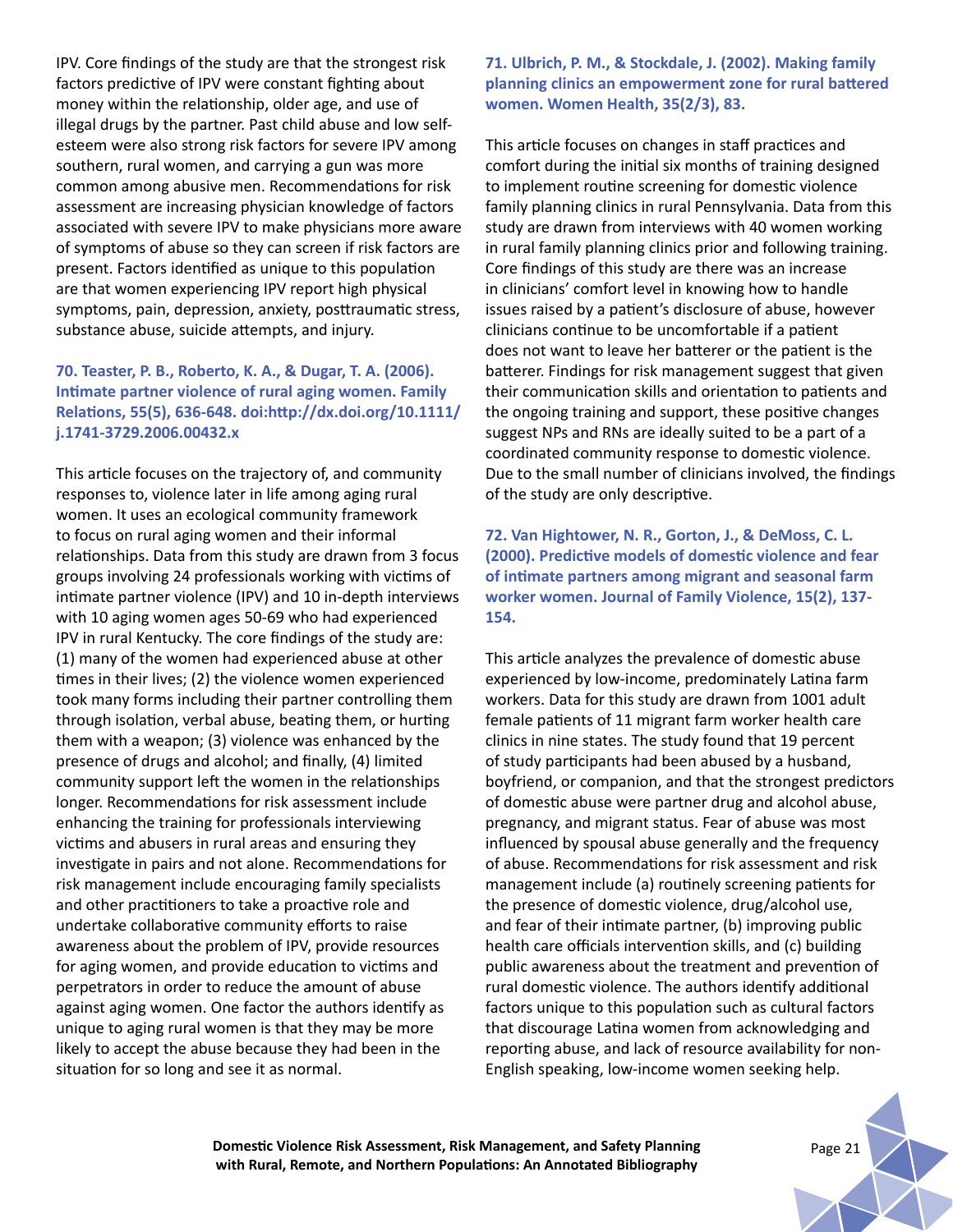IPV. Core findings of the study are that the strongest risk factors predictive of IPV were constant fighting about money within the relationship, older age, and use of illegal drugs by the partner. Past child abuse and low self-esteem were also strong risk factors for severe IPV among southern, rural women, and carrying a gun was more common among abusive men. Recommendations for risk assessment are increasing physician knowledge of factors associated with severe IPV to make physicians more aware of symptoms of abuse so they can screen if risk factors are present. Factors identified as unique to this population are that women experiencing IPV report high physical symptoms, pain, depression, anxiety, posttraumatic stress, substance abuse, suicide attempts, and injury.

**70. Teaster, P. B., Roberto, K. A., & Dugar, T. A. (2006). Intimate partner violence of rural aging women. Family Relations, 55(5), 636-648. doi:http://dx.doi.org/10.1111/j.1741-3729.2006.00432.x**

This article focuses on the trajectory of, and community responses to, violence later in life among aging rural women. It uses an ecological community framework to focus on rural aging women and their informal relationships. Data from this study are drawn from 3 focus groups involving 24 professionals working with victims of intimate partner violence (IPV) and 10 in-depth interviews with 10 aging women ages 50-69 who had experienced IPV in rural Kentucky. The core findings of the study are: (1) many of the women had experienced abuse at other times in their lives; (2) the violence women experienced took many forms including their partner controlling them through isolation, verbal abuse, beating them, or hurting them with a weapon; (3) violence was enhanced by the presence of drugs and alcohol; and finally, (4) limited community support left the women in the relationships longer. Recommendations for risk assessment include enhancing the training for professionals interviewing victims and abusers in rural areas and ensuring they investigate in pairs and not alone. Recommendations for risk management include encouraging family specialists and other practitioners to take a proactive role and undertake collaborative community efforts to raise awareness about the problem of IPV, provide resources for aging women, and provide education to victims and perpetrators in order to reduce the amount of abuse against aging women. One factor the authors identify as unique to aging rural women is that they may be more likely to accept the abuse because they had been in the situation for so long and see it as normal.

**71. Ulbrich, P. M., & Stockdale, J. (2002). Making family planning clinics an empowerment zone for rural battered women. Women Health, 35(2/3), 83.**

This article focuses on changes in staff practices and comfort during the initial six months of training designed to implement routine screening for domestic violence family planning clinics in rural Pennsylvania. Data from this study are drawn from interviews with 40 women working in rural family planning clinics prior and following training. Core findings of this study are there was an increase in clinicians' comfort level in knowing how to handle issues raised by a patient's disclosure of abuse, however clinicians continue to be uncomfortable if a patient does not want to leave her batterer or the patient is the batterer. Findings for risk management suggest that given their communication skills and orientation to patients and the ongoing training and support, these positive changes suggest NPs and RNs are ideally suited to be a part of a coordinated community response to domestic violence. Due to the small number of clinicians involved, the findings of the study are only descriptive.

**72. Van Hightower, N. R., Gorton, J., & DeMoss, C. L. (2000). Predictive models of domestic violence and fear of intimate partners among migrant and seasonal farm worker women. Journal of Family Violence, 15(2), 137-154.**

This article analyzes the prevalence of domestic abuse experienced by low-income, predominately Latina farm workers. Data for this study are drawn from 1001 adult female patients of 11 migrant farm worker health care clinics in nine states. The study found that 19 percent of study participants had been abused by a husband, boyfriend, or companion, and that the strongest predictors of domestic abuse were partner drug and alcohol abuse, pregnancy, and migrant status. Fear of abuse was most influenced by spousal abuse generally and the frequency of abuse. Recommendations for risk assessment and risk management include (a) routinely screening patients for the presence of domestic violence, drug/alcohol use, and fear of their intimate partner, (b) improving public health care officials intervention skills, and (c) building public awareness about the treatment and prevention of rural domestic violence. The authors identify additional factors unique to this population such as cultural factors that discourage Latina women from acknowledging and reporting abuse, and lack of resource availability for non-English speaking, low-income women seeking help.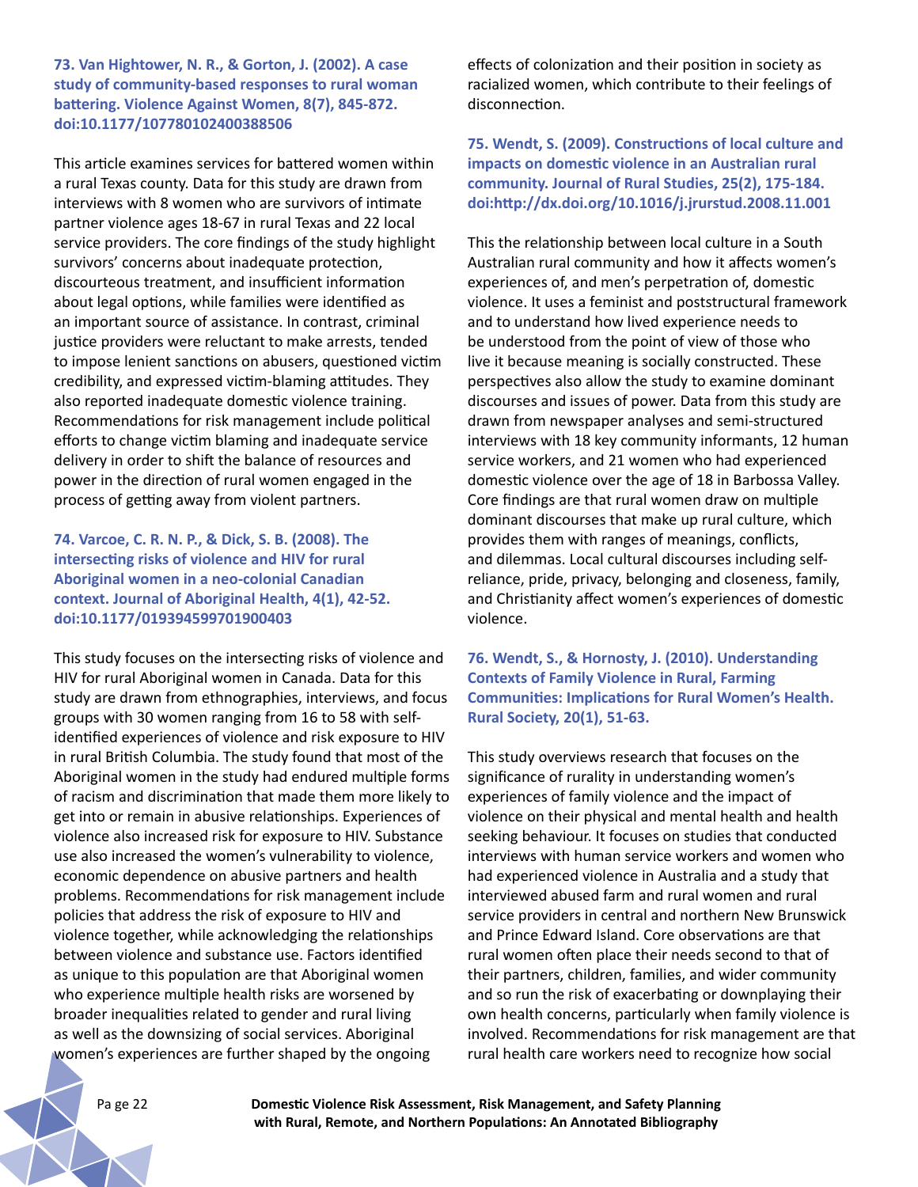**73. Van Hightower, N. R., & Gorton, J. (2002). A case study of community-based responses to rural woman battering. Violence Against Women, 8(7), 845-872. doi:10.1177/107780102400388506**

This article examines services for battered women within a rural Texas county. Data for this study are drawn from interviews with 8 women who are survivors of intimate partner violence ages 18-67 in rural Texas and 22 local service providers. The core findings of the study highlight survivors' concerns about inadequate protection, discourteous treatment, and insufficient information about legal options, while families were identified as an important source of assistance. In contrast, criminal justice providers were reluctant to make arrests, tended to impose lenient sanctions on abusers, questioned victim credibility, and expressed victim-blaming attitudes. They also reported inadequate domestic violence training. Recommendations for risk management include political efforts to change victim blaming and inadequate service delivery in order to shift the balance of resources and power in the direction of rural women engaged in the process of getting away from violent partners.

**74. Varcoe, C. R. N. P., & Dick, S. B. (2008). The intersecting risks of violence and HIV for rural Aboriginal women in a neo-colonial Canadian context. Journal of Aboriginal Health, 4(1), 42-52. doi:10.1177/019394599701900403**

This study focuses on the intersecting risks of violence and HIV for rural Aboriginal women in Canada. Data for this study are drawn from ethnographies, interviews, and focus groups with 30 women ranging from 16 to 58 with self-identified experiences of violence and risk exposure to HIV in rural British Columbia. The study found that most of the Aboriginal women in the study had endured multiple forms of racism and discrimination that made them more likely to get into or remain in abusive relationships. Experiences of violence also increased risk for exposure to HIV. Substance use also increased the women's vulnerability to violence, economic dependence on abusive partners and health problems. Recommendations for risk management include policies that address the risk of exposure to HIV and violence together, while acknowledging the relationships between violence and substance use. Factors identified as unique to this population are that Aboriginal women who experience multiple health risks are worsened by broader inequalities related to gender and rural living as well as the downsizing of social services. Aboriginal women's experiences are further shaped by the ongoing effects of colonization and their position in society as racialized women, which contribute to their feelings of disconnection.

**75. Wendt, S. (2009). Constructions of local culture and impacts on domestic violence in an Australian rural community. Journal of Rural Studies, 25(2), 175-184. doi:http://dx.doi.org/10.1016/j.jrurstud.2008.11.001**

This the relationship between local culture in a South Australian rural community and how it affects women's experiences of, and men's perpetration of, domestic violence. It uses a feminist and poststructural framework and to understand how lived experience needs to be understood from the point of view of those who live it because meaning is socially constructed. These perspectives also allow the study to examine dominant discourses and issues of power. Data from this study are drawn from newspaper analyses and semi-structured interviews with 18 key community informants, 12 human service workers, and 21 women who had experienced domestic violence over the age of 18 in Barbossa Valley. Core findings are that rural women draw on multiple dominant discourses that make up rural culture, which provides them with ranges of meanings, conflicts, and dilemmas. Local cultural discourses including self-reliance, pride, privacy, belonging and closeness, family, and Christianity affect women's experiences of domestic violence.

**76. Wendt, S., & Hornosty, J. (2010). Understanding Contexts of Family Violence in Rural, Farming Communities: Implications for Rural Women's Health. Rural Society, 20(1), 51-63.**

This study overviews research that focuses on the significance of rurality in understanding women's experiences of family violence and the impact of violence on their physical and mental health and health seeking behaviour. It focuses on studies that conducted interviews with human service workers and women who had experienced violence in Australia and a study that interviewed abused farm and rural women and rural service providers in central and northern New Brunswick and Prince Edward Island. Core observations are that rural women often place their needs second to that of their partners, children, families, and wider community and so run the risk of exacerbating or downplaying their own health concerns, particularly when family violence is involved. Recommendations for risk management are that rural health care workers need to recognize how social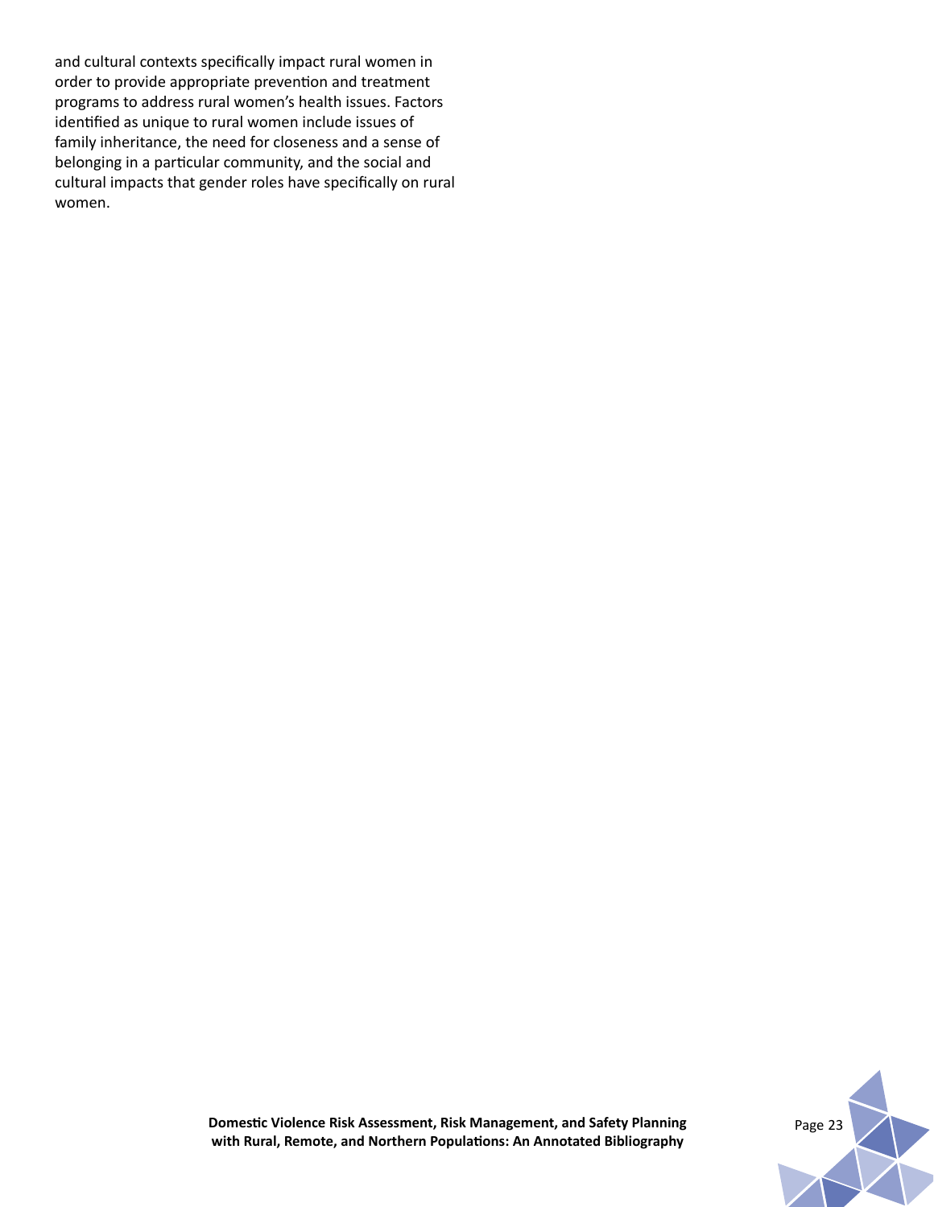and cultural contexts specifically impact rural women in order to provide appropriate prevention and treatment programs to address rural women's health issues. Factors identified as unique to rural women include issues of family inheritance, the need for closeness and a sense of belonging in a particular community, and the social and cultural impacts that gender roles have specifically on rural women.